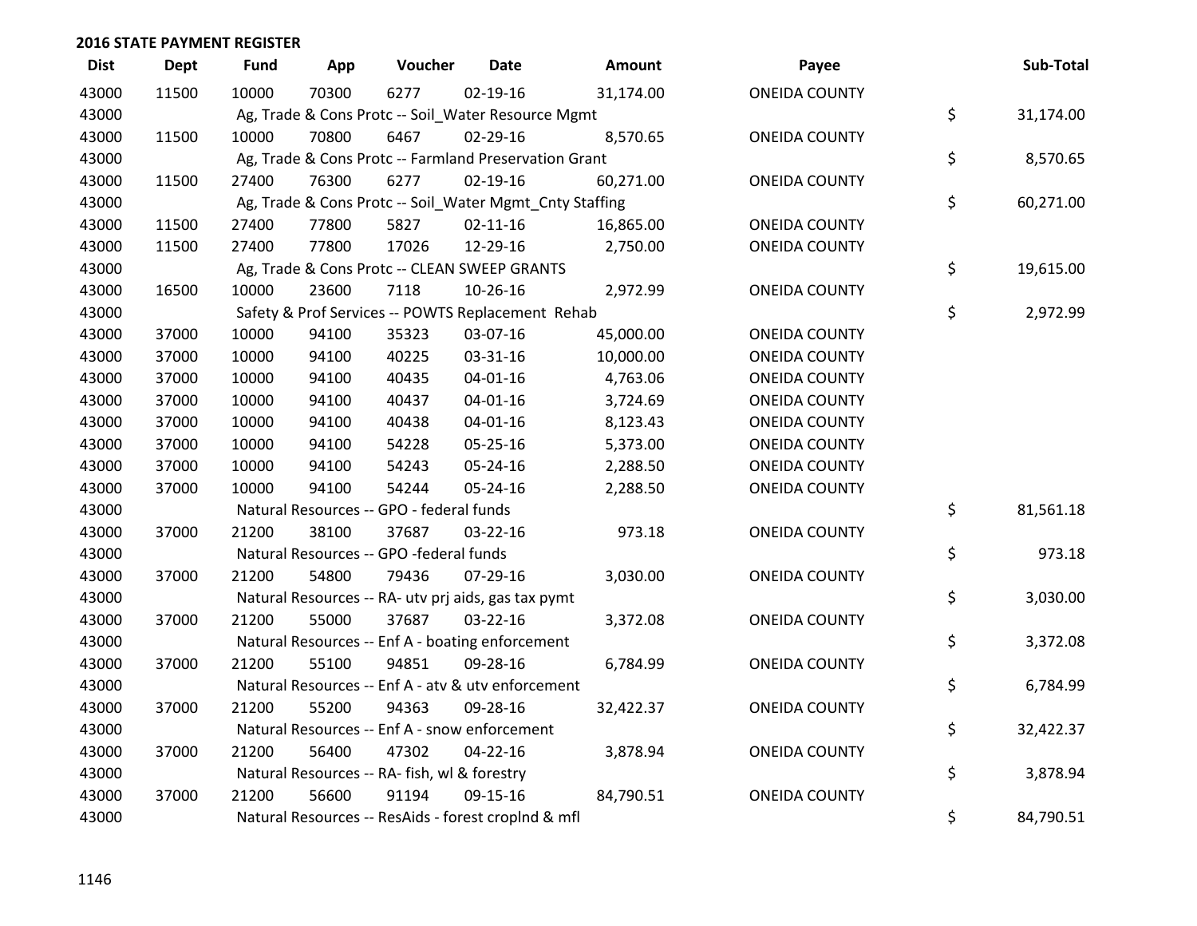## 2016 STATE PAYMENT REGISTER

| Dist | Dept | Fund | App | Voucher | Date | Amount | Payee | Sub-Total |
|---|---|---|---|---|---|---|---|---|
| 43000 | 11500 | 10000 | 70300 | 6277 | 02-19-16 | 31,174.00 | ONEIDA COUNTY | |
| 43000 | | Ag, Trade & Cons Protc -- Soil_Water Resource Mgmt | | | | | | $ 31,174.00 |
| 43000 | 11500 | 10000 | 70800 | 6467 | 02-29-16 | 8,570.65 | ONEIDA COUNTY | |
| 43000 | | Ag, Trade & Cons Protc -- Farmland Preservation Grant | | | | | | $ 8,570.65 |
| 43000 | 11500 | 27400 | 76300 | 6277 | 02-19-16 | 60,271.00 | ONEIDA COUNTY | |
| 43000 | | Ag, Trade & Cons Protc -- Soil_Water Mgmt_Cnty Staffing | | | | | | $ 60,271.00 |
| 43000 | 11500 | 27400 | 77800 | 5827 | 02-11-16 | 16,865.00 | ONEIDA COUNTY | |
| 43000 | 11500 | 27400 | 77800 | 17026 | 12-29-16 | 2,750.00 | ONEIDA COUNTY | |
| 43000 | | Ag, Trade & Cons Protc -- CLEAN SWEEP GRANTS | | | | | | $ 19,615.00 |
| 43000 | 16500 | 10000 | 23600 | 7118 | 10-26-16 | 2,972.99 | ONEIDA COUNTY | |
| 43000 | | Safety & Prof Services -- POWTS Replacement Rehab | | | | | | $ 2,972.99 |
| 43000 | 37000 | 10000 | 94100 | 35323 | 03-07-16 | 45,000.00 | ONEIDA COUNTY | |
| 43000 | 37000 | 10000 | 94100 | 40225 | 03-31-16 | 10,000.00 | ONEIDA COUNTY | |
| 43000 | 37000 | 10000 | 94100 | 40435 | 04-01-16 | 4,763.06 | ONEIDA COUNTY | |
| 43000 | 37000 | 10000 | 94100 | 40437 | 04-01-16 | 3,724.69 | ONEIDA COUNTY | |
| 43000 | 37000 | 10000 | 94100 | 40438 | 04-01-16 | 8,123.43 | ONEIDA COUNTY | |
| 43000 | 37000 | 10000 | 94100 | 54228 | 05-25-16 | 5,373.00 | ONEIDA COUNTY | |
| 43000 | 37000 | 10000 | 94100 | 54243 | 05-24-16 | 2,288.50 | ONEIDA COUNTY | |
| 43000 | 37000 | 10000 | 94100 | 54244 | 05-24-16 | 2,288.50 | ONEIDA COUNTY | |
| 43000 | | Natural Resources -- GPO - federal funds | | | | | | $ 81,561.18 |
| 43000 | 37000 | 21200 | 38100 | 37687 | 03-22-16 | 973.18 | ONEIDA COUNTY | |
| 43000 | | Natural Resources -- GPO -federal funds | | | | | | $ 973.18 |
| 43000 | 37000 | 21200 | 54800 | 79436 | 07-29-16 | 3,030.00 | ONEIDA COUNTY | |
| 43000 | | Natural Resources -- RA- utv prj aids, gas tax pymt | | | | | | $ 3,030.00 |
| 43000 | 37000 | 21200 | 55000 | 37687 | 03-22-16 | 3,372.08 | ONEIDA COUNTY | |
| 43000 | | Natural Resources -- Enf A - boating enforcement | | | | | | $ 3,372.08 |
| 43000 | 37000 | 21200 | 55100 | 94851 | 09-28-16 | 6,784.99 | ONEIDA COUNTY | |
| 43000 | | Natural Resources -- Enf A - atv & utv enforcement | | | | | | $ 6,784.99 |
| 43000 | 37000 | 21200 | 55200 | 94363 | 09-28-16 | 32,422.37 | ONEIDA COUNTY | |
| 43000 | | Natural Resources -- Enf A - snow enforcement | | | | | | $ 32,422.37 |
| 43000 | 37000 | 21200 | 56400 | 47302 | 04-22-16 | 3,878.94 | ONEIDA COUNTY | |
| 43000 | | Natural Resources -- RA- fish, wl & forestry | | | | | | $ 3,878.94 |
| 43000 | 37000 | 21200 | 56600 | 91194 | 09-15-16 | 84,790.51 | ONEIDA COUNTY | |
| 43000 | | Natural Resources -- ResAids - forest croplnd & mfl | | | | | | $ 84,790.51 |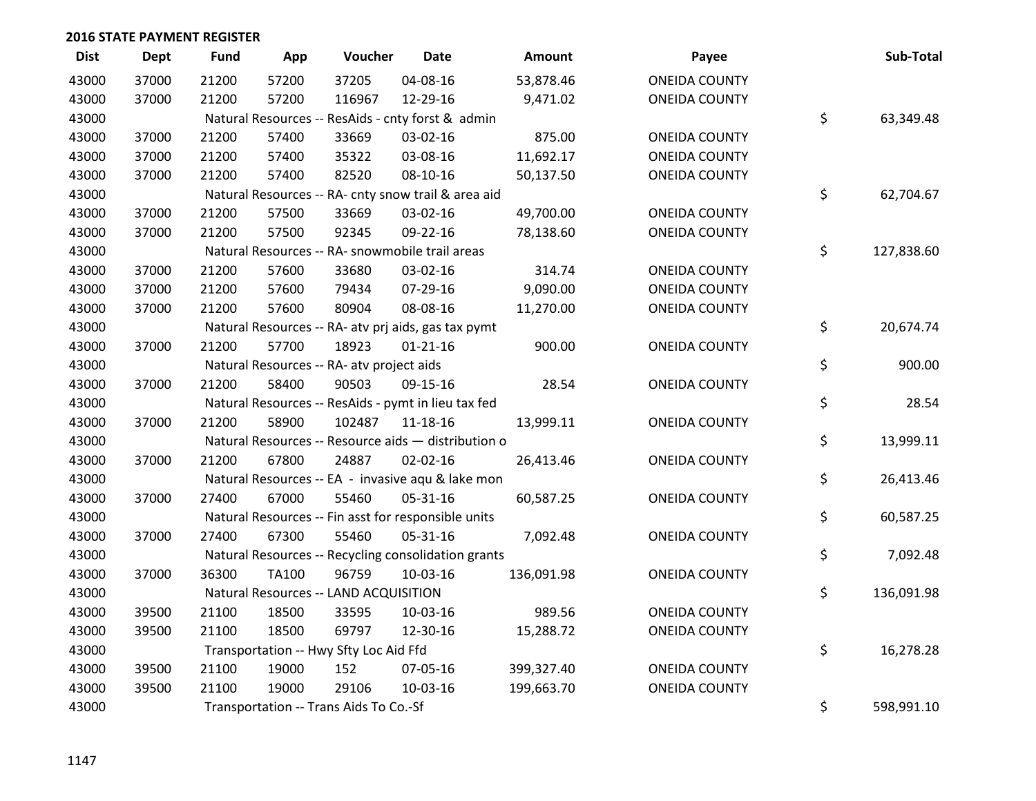## 2016 STATE PAYMENT REGISTER

| Dist | Dept | Fund | App | Voucher | Date | Amount | Payee | Sub-Total |
|---|---|---|---|---|---|---|---|---|
| 43000 | 37000 | 21200 | 57200 | 37205 | 04-08-16 | 53,878.46 | ONEIDA COUNTY | |
| 43000 | 37000 | 21200 | 57200 | 116967 | 12-29-16 | 9,471.02 | ONEIDA COUNTY | |
| 43000 | | Natural Resources -- ResAids - cnty forst & admin | | | | | | $ 63,349.48 |
| 43000 | 37000 | 21200 | 57400 | 33669 | 03-02-16 | 875.00 | ONEIDA COUNTY | |
| 43000 | 37000 | 21200 | 57400 | 35322 | 03-08-16 | 11,692.17 | ONEIDA COUNTY | |
| 43000 | 37000 | 21200 | 57400 | 82520 | 08-10-16 | 50,137.50 | ONEIDA COUNTY | |
| 43000 | | Natural Resources -- RA- cnty snow trail & area aid | | | | | | $ 62,704.67 |
| 43000 | 37000 | 21200 | 57500 | 33669 | 03-02-16 | 49,700.00 | ONEIDA COUNTY | |
| 43000 | 37000 | 21200 | 57500 | 92345 | 09-22-16 | 78,138.60 | ONEIDA COUNTY | |
| 43000 | | Natural Resources -- RA- snowmobile trail areas | | | | | | $ 127,838.60 |
| 43000 | 37000 | 21200 | 57600 | 33680 | 03-02-16 | 314.74 | ONEIDA COUNTY | |
| 43000 | 37000 | 21200 | 57600 | 79434 | 07-29-16 | 9,090.00 | ONEIDA COUNTY | |
| 43000 | 37000 | 21200 | 57600 | 80904 | 08-08-16 | 11,270.00 | ONEIDA COUNTY | |
| 43000 | | Natural Resources -- RA- atv prj aids, gas tax pymt | | | | | | $ 20,674.74 |
| 43000 | 37000 | 21200 | 57700 | 18923 | 01-21-16 | 900.00 | ONEIDA COUNTY | |
| 43000 | | Natural Resources -- RA- atv project aids | | | | | | $ 900.00 |
| 43000 | 37000 | 21200 | 58400 | 90503 | 09-15-16 | 28.54 | ONEIDA COUNTY | |
| 43000 | | Natural Resources -- ResAids - pymt in lieu tax fed | | | | | | $ 28.54 |
| 43000 | 37000 | 21200 | 58900 | 102487 | 11-18-16 | 13,999.11 | ONEIDA COUNTY | |
| 43000 | | Natural Resources -- Resource aids — distribution o | | | | | | $ 13,999.11 |
| 43000 | 37000 | 21200 | 67800 | 24887 | 02-02-16 | 26,413.46 | ONEIDA COUNTY | |
| 43000 | | Natural Resources -- EA - invasive aqu & lake mon | | | | | | $ 26,413.46 |
| 43000 | 37000 | 27400 | 67000 | 55460 | 05-31-16 | 60,587.25 | ONEIDA COUNTY | |
| 43000 | | Natural Resources -- Fin asst for responsible units | | | | | | $ 60,587.25 |
| 43000 | 37000 | 27400 | 67300 | 55460 | 05-31-16 | 7,092.48 | ONEIDA COUNTY | |
| 43000 | | Natural Resources -- Recycling consolidation grants | | | | | | $ 7,092.48 |
| 43000 | 37000 | 36300 | TA100 | 96759 | 10-03-16 | 136,091.98 | ONEIDA COUNTY | |
| 43000 | | Natural Resources -- LAND ACQUISITION | | | | | | $ 136,091.98 |
| 43000 | 39500 | 21100 | 18500 | 33595 | 10-03-16 | 989.56 | ONEIDA COUNTY | |
| 43000 | 39500 | 21100 | 18500 | 69797 | 12-30-16 | 15,288.72 | ONEIDA COUNTY | |
| 43000 | | Transportation -- Hwy Sfty Loc Aid Ffd | | | | | | $ 16,278.28 |
| 43000 | 39500 | 21100 | 19000 | 152 | 07-05-16 | 399,327.40 | ONEIDA COUNTY | |
| 43000 | 39500 | 21100 | 19000 | 29106 | 10-03-16 | 199,663.70 | ONEIDA COUNTY | |
| 43000 | | Transportation -- Trans Aids To Co.-Sf | | | | | | $ 598,991.10 |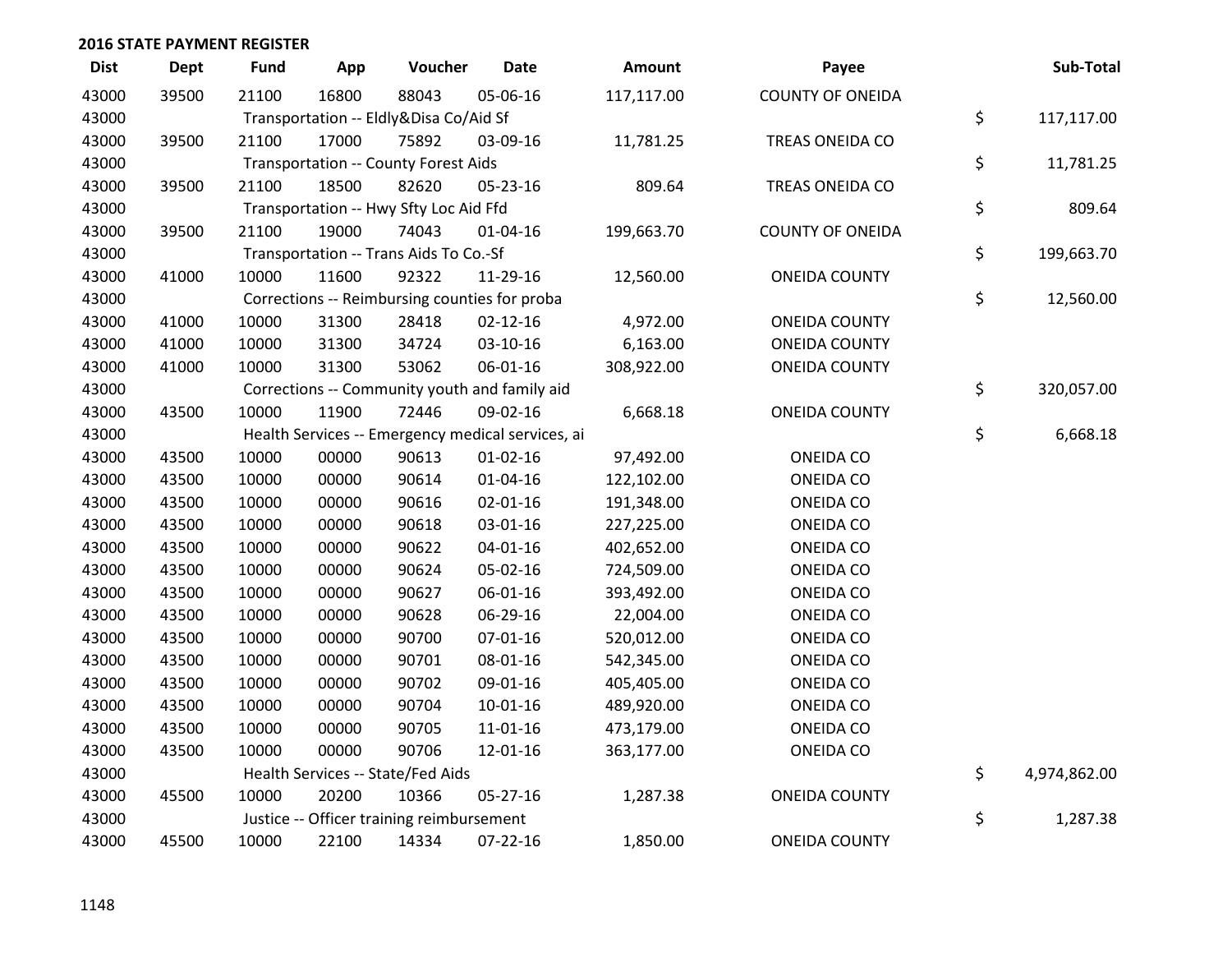## 2016 STATE PAYMENT REGISTER

| Dist | Dept | Fund | App | Voucher | Date | Amount | Payee | Sub-Total |
|---|---|---|---|---|---|---|---|---|
| 43000 | 39500 | 21100 | 16800 | 88043 | 05-06-16 | 117,117.00 | COUNTY OF ONEIDA | |
| 43000 | | Transportation -- Eldly&Disa Co/Aid Sf | | | | | | $ 117,117.00 |
| 43000 | 39500 | 21100 | 17000 | 75892 | 03-09-16 | 11,781.25 | TREAS ONEIDA CO | |
| 43000 | | Transportation -- County Forest Aids | | | | | | $ 11,781.25 |
| 43000 | 39500 | 21100 | 18500 | 82620 | 05-23-16 | 809.64 | TREAS ONEIDA CO | |
| 43000 | | Transportation -- Hwy Sfty Loc Aid Ffd | | | | | | $ 809.64 |
| 43000 | 39500 | 21100 | 19000 | 74043 | 01-04-16 | 199,663.70 | COUNTY OF ONEIDA | |
| 43000 | | Transportation -- Trans Aids To Co.-Sf | | | | | | $ 199,663.70 |
| 43000 | 41000 | 10000 | 11600 | 92322 | 11-29-16 | 12,560.00 | ONEIDA COUNTY | |
| 43000 | | Corrections -- Reimbursing counties for proba | | | | | | $ 12,560.00 |
| 43000 | 41000 | 10000 | 31300 | 28418 | 02-12-16 | 4,972.00 | ONEIDA COUNTY | |
| 43000 | 41000 | 10000 | 31300 | 34724 | 03-10-16 | 6,163.00 | ONEIDA COUNTY | |
| 43000 | 41000 | 10000 | 31300 | 53062 | 06-01-16 | 308,922.00 | ONEIDA COUNTY | |
| 43000 | | Corrections -- Community youth and family aid | | | | | | $ 320,057.00 |
| 43000 | 43500 | 10000 | 11900 | 72446 | 09-02-16 | 6,668.18 | ONEIDA COUNTY | |
| 43000 | | Health Services -- Emergency medical services, ai | | | | | | $ 6,668.18 |
| 43000 | 43500 | 10000 | 00000 | 90613 | 01-02-16 | 97,492.00 | ONEIDA CO | |
| 43000 | 43500 | 10000 | 00000 | 90614 | 01-04-16 | 122,102.00 | ONEIDA CO | |
| 43000 | 43500 | 10000 | 00000 | 90616 | 02-01-16 | 191,348.00 | ONEIDA CO | |
| 43000 | 43500 | 10000 | 00000 | 90618 | 03-01-16 | 227,225.00 | ONEIDA CO | |
| 43000 | 43500 | 10000 | 00000 | 90622 | 04-01-16 | 402,652.00 | ONEIDA CO | |
| 43000 | 43500 | 10000 | 00000 | 90624 | 05-02-16 | 724,509.00 | ONEIDA CO | |
| 43000 | 43500 | 10000 | 00000 | 90627 | 06-01-16 | 393,492.00 | ONEIDA CO | |
| 43000 | 43500 | 10000 | 00000 | 90628 | 06-29-16 | 22,004.00 | ONEIDA CO | |
| 43000 | 43500 | 10000 | 00000 | 90700 | 07-01-16 | 520,012.00 | ONEIDA CO | |
| 43000 | 43500 | 10000 | 00000 | 90701 | 08-01-16 | 542,345.00 | ONEIDA CO | |
| 43000 | 43500 | 10000 | 00000 | 90702 | 09-01-16 | 405,405.00 | ONEIDA CO | |
| 43000 | 43500 | 10000 | 00000 | 90704 | 10-01-16 | 489,920.00 | ONEIDA CO | |
| 43000 | 43500 | 10000 | 00000 | 90705 | 11-01-16 | 473,179.00 | ONEIDA CO | |
| 43000 | 43500 | 10000 | 00000 | 90706 | 12-01-16 | 363,177.00 | ONEIDA CO | |
| 43000 | | Health Services -- State/Fed Aids | | | | | | $ 4,974,862.00 |
| 43000 | 45500 | 10000 | 20200 | 10366 | 05-27-16 | 1,287.38 | ONEIDA COUNTY | |
| 43000 | | Justice -- Officer training reimbursement | | | | | | $ 1,287.38 |
| 43000 | 45500 | 10000 | 22100 | 14334 | 07-22-16 | 1,850.00 | ONEIDA COUNTY | |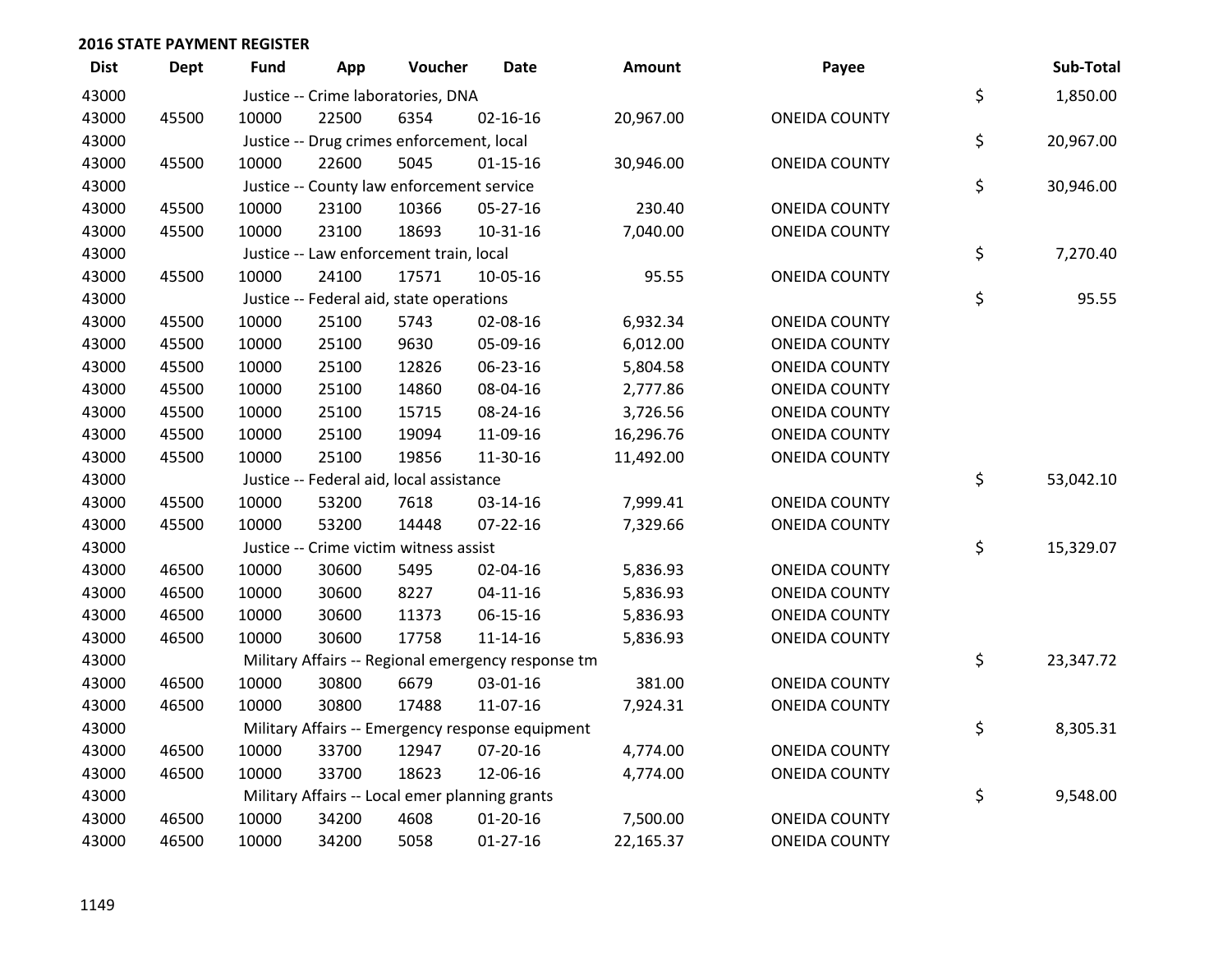## 2016 STATE PAYMENT REGISTER

| Dist | Dept | Fund | App | Voucher | Date | Amount | Payee | | Sub-Total |
|---|---|---|---|---|---|---|---|---|---|
| 43000 | | Justice -- Crime laboratories, DNA | | | | | | $ | 1,850.00 |
| 43000 | 45500 | 10000 | 22500 | 6354 | 02-16-16 | 20,967.00 | ONEIDA COUNTY | | |
| 43000 | | Justice -- Drug crimes enforcement, local | | | | | | $ | 20,967.00 |
| 43000 | 45500 | 10000 | 22600 | 5045 | 01-15-16 | 30,946.00 | ONEIDA COUNTY | | |
| 43000 | | Justice -- County law enforcement service | | | | | | $ | 30,946.00 |
| 43000 | 45500 | 10000 | 23100 | 10366 | 05-27-16 | 230.40 | ONEIDA COUNTY | | |
| 43000 | 45500 | 10000 | 23100 | 18693 | 10-31-16 | 7,040.00 | ONEIDA COUNTY | | |
| 43000 | | Justice -- Law enforcement train, local | | | | | | $ | 7,270.40 |
| 43000 | 45500 | 10000 | 24100 | 17571 | 10-05-16 | 95.55 | ONEIDA COUNTY | | |
| 43000 | | Justice -- Federal aid, state operations | | | | | | $ | 95.55 |
| 43000 | 45500 | 10000 | 25100 | 5743 | 02-08-16 | 6,932.34 | ONEIDA COUNTY | | |
| 43000 | 45500 | 10000 | 25100 | 9630 | 05-09-16 | 6,012.00 | ONEIDA COUNTY | | |
| 43000 | 45500 | 10000 | 25100 | 12826 | 06-23-16 | 5,804.58 | ONEIDA COUNTY | | |
| 43000 | 45500 | 10000 | 25100 | 14860 | 08-04-16 | 2,777.86 | ONEIDA COUNTY | | |
| 43000 | 45500 | 10000 | 25100 | 15715 | 08-24-16 | 3,726.56 | ONEIDA COUNTY | | |
| 43000 | 45500 | 10000 | 25100 | 19094 | 11-09-16 | 16,296.76 | ONEIDA COUNTY | | |
| 43000 | 45500 | 10000 | 25100 | 19856 | 11-30-16 | 11,492.00 | ONEIDA COUNTY | | |
| 43000 | | Justice -- Federal aid, local assistance | | | | | | $ | 53,042.10 |
| 43000 | 45500 | 10000 | 53200 | 7618 | 03-14-16 | 7,999.41 | ONEIDA COUNTY | | |
| 43000 | 45500 | 10000 | 53200 | 14448 | 07-22-16 | 7,329.66 | ONEIDA COUNTY | | |
| 43000 | | Justice -- Crime victim witness assist | | | | | | $ | 15,329.07 |
| 43000 | 46500 | 10000 | 30600 | 5495 | 02-04-16 | 5,836.93 | ONEIDA COUNTY | | |
| 43000 | 46500 | 10000 | 30600 | 8227 | 04-11-16 | 5,836.93 | ONEIDA COUNTY | | |
| 43000 | 46500 | 10000 | 30600 | 11373 | 06-15-16 | 5,836.93 | ONEIDA COUNTY | | |
| 43000 | 46500 | 10000 | 30600 | 17758 | 11-14-16 | 5,836.93 | ONEIDA COUNTY | | |
| 43000 | | Military Affairs -- Regional emergency response tm | | | | | | $ | 23,347.72 |
| 43000 | 46500 | 10000 | 30800 | 6679 | 03-01-16 | 381.00 | ONEIDA COUNTY | | |
| 43000 | 46500 | 10000 | 30800 | 17488 | 11-07-16 | 7,924.31 | ONEIDA COUNTY | | |
| 43000 | | Military Affairs -- Emergency response equipment | | | | | | $ | 8,305.31 |
| 43000 | 46500 | 10000 | 33700 | 12947 | 07-20-16 | 4,774.00 | ONEIDA COUNTY | | |
| 43000 | 46500 | 10000 | 33700 | 18623 | 12-06-16 | 4,774.00 | ONEIDA COUNTY | | |
| 43000 | | Military Affairs -- Local emer planning grants | | | | | | $ | 9,548.00 |
| 43000 | 46500 | 10000 | 34200 | 4608 | 01-20-16 | 7,500.00 | ONEIDA COUNTY | | |
| 43000 | 46500 | 10000 | 34200 | 5058 | 01-27-16 | 22,165.37 | ONEIDA COUNTY | | |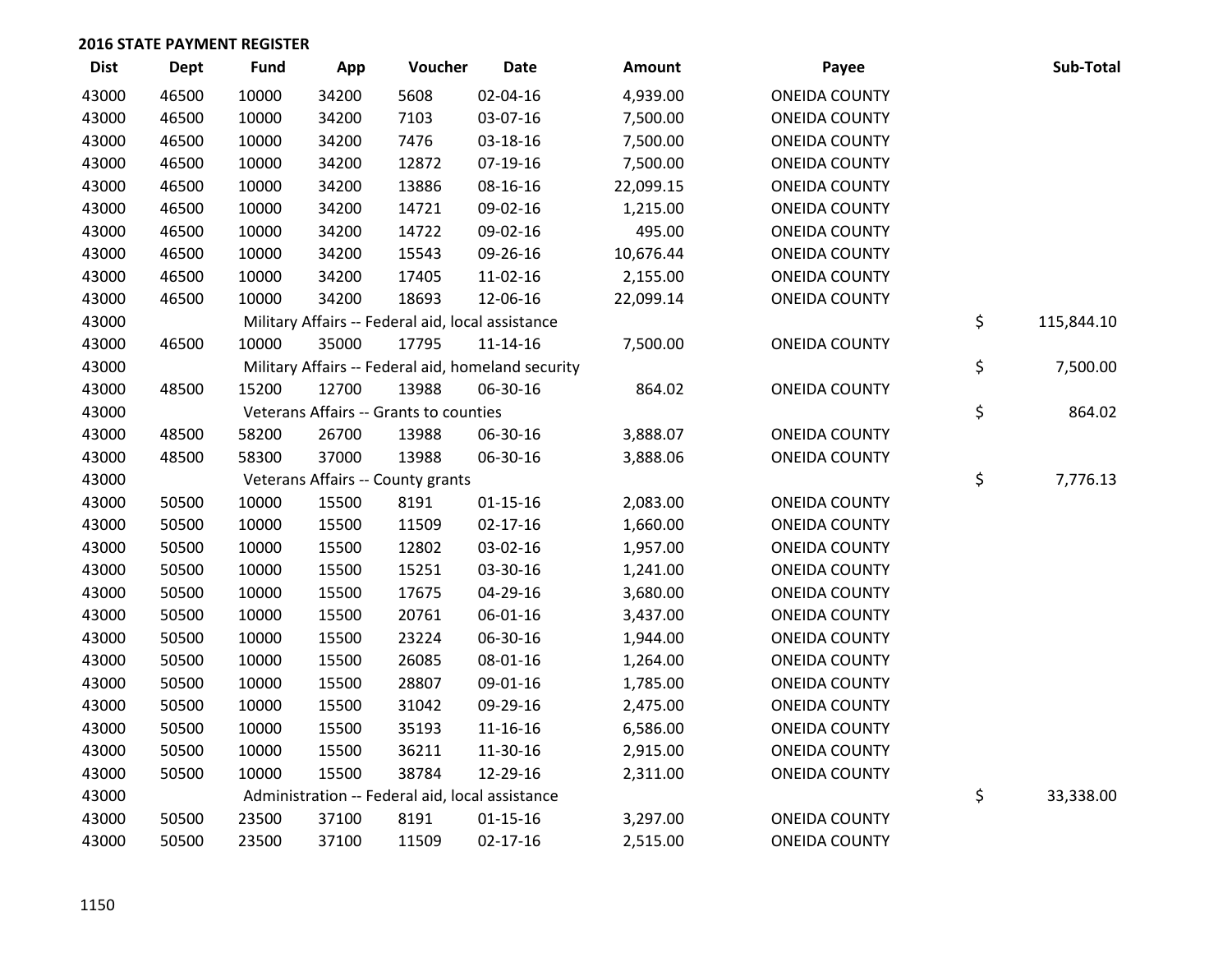## 2016 STATE PAYMENT REGISTER

| Dist | Dept | Fund | App | Voucher | Date | Amount | Payee | | Sub-Total |
|---|---|---|---|---|---|---|---|---|---|
| 43000 | 46500 | 10000 | 34200 | 5608 | 02-04-16 | 4,939.00 | ONEIDA COUNTY | | |
| 43000 | 46500 | 10000 | 34200 | 7103 | 03-07-16 | 7,500.00 | ONEIDA COUNTY | | |
| 43000 | 46500 | 10000 | 34200 | 7476 | 03-18-16 | 7,500.00 | ONEIDA COUNTY | | |
| 43000 | 46500 | 10000 | 34200 | 12872 | 07-19-16 | 7,500.00 | ONEIDA COUNTY | | |
| 43000 | 46500 | 10000 | 34200 | 13886 | 08-16-16 | 22,099.15 | ONEIDA COUNTY | | |
| 43000 | 46500 | 10000 | 34200 | 14721 | 09-02-16 | 1,215.00 | ONEIDA COUNTY | | |
| 43000 | 46500 | 10000 | 34200 | 14722 | 09-02-16 | 495.00 | ONEIDA COUNTY | | |
| 43000 | 46500 | 10000 | 34200 | 15543 | 09-26-16 | 10,676.44 | ONEIDA COUNTY | | |
| 43000 | 46500 | 10000 | 34200 | 17405 | 11-02-16 | 2,155.00 | ONEIDA COUNTY | | |
| 43000 | 46500 | 10000 | 34200 | 18693 | 12-06-16 | 22,099.14 | ONEIDA COUNTY | | |
| 43000 | | Military Affairs -- Federal aid, local assistance | | | | | | $ | 115,844.10 |
| 43000 | 46500 | 10000 | 35000 | 17795 | 11-14-16 | 7,500.00 | ONEIDA COUNTY | | |
| 43000 | | Military Affairs -- Federal aid, homeland security | | | | | | $ | 7,500.00 |
| 43000 | 48500 | 15200 | 12700 | 13988 | 06-30-16 | 864.02 | ONEIDA COUNTY | | |
| 43000 | | Veterans Affairs -- Grants to counties | | | | | | $ | 864.02 |
| 43000 | 48500 | 58200 | 26700 | 13988 | 06-30-16 | 3,888.07 | ONEIDA COUNTY | | |
| 43000 | 48500 | 58300 | 37000 | 13988 | 06-30-16 | 3,888.06 | ONEIDA COUNTY | | |
| 43000 | | Veterans Affairs -- County grants | | | | | | $ | 7,776.13 |
| 43000 | 50500 | 10000 | 15500 | 8191 | 01-15-16 | 2,083.00 | ONEIDA COUNTY | | |
| 43000 | 50500 | 10000 | 15500 | 11509 | 02-17-16 | 1,660.00 | ONEIDA COUNTY | | |
| 43000 | 50500 | 10000 | 15500 | 12802 | 03-02-16 | 1,957.00 | ONEIDA COUNTY | | |
| 43000 | 50500 | 10000 | 15500 | 15251 | 03-30-16 | 1,241.00 | ONEIDA COUNTY | | |
| 43000 | 50500 | 10000 | 15500 | 17675 | 04-29-16 | 3,680.00 | ONEIDA COUNTY | | |
| 43000 | 50500 | 10000 | 15500 | 20761 | 06-01-16 | 3,437.00 | ONEIDA COUNTY | | |
| 43000 | 50500 | 10000 | 15500 | 23224 | 06-30-16 | 1,944.00 | ONEIDA COUNTY | | |
| 43000 | 50500 | 10000 | 15500 | 26085 | 08-01-16 | 1,264.00 | ONEIDA COUNTY | | |
| 43000 | 50500 | 10000 | 15500 | 28807 | 09-01-16 | 1,785.00 | ONEIDA COUNTY | | |
| 43000 | 50500 | 10000 | 15500 | 31042 | 09-29-16 | 2,475.00 | ONEIDA COUNTY | | |
| 43000 | 50500 | 10000 | 15500 | 35193 | 11-16-16 | 6,586.00 | ONEIDA COUNTY | | |
| 43000 | 50500 | 10000 | 15500 | 36211 | 11-30-16 | 2,915.00 | ONEIDA COUNTY | | |
| 43000 | 50500 | 10000 | 15500 | 38784 | 12-29-16 | 2,311.00 | ONEIDA COUNTY | | |
| 43000 | | Administration -- Federal aid, local assistance | | | | | | $ | 33,338.00 |
| 43000 | 50500 | 23500 | 37100 | 8191 | 01-15-16 | 3,297.00 | ONEIDA COUNTY | | |
| 43000 | 50500 | 23500 | 37100 | 11509 | 02-17-16 | 2,515.00 | ONEIDA COUNTY | | |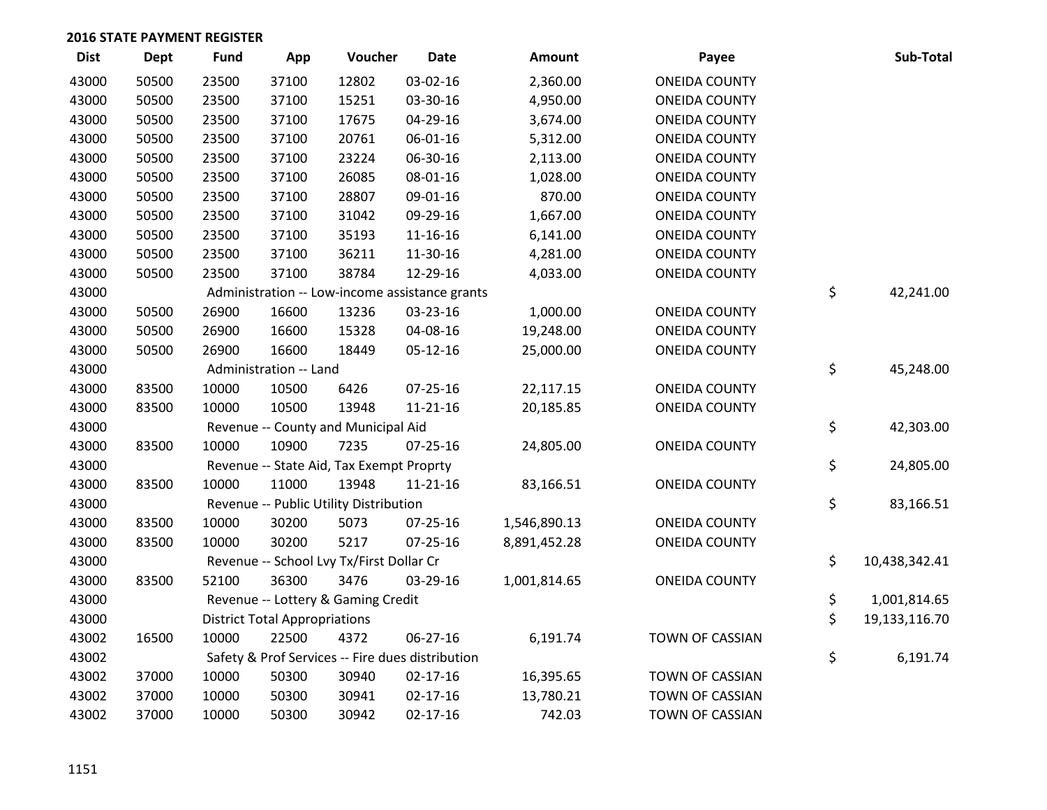## 2016 STATE PAYMENT REGISTER

| Dist | Dept | Fund | App | Voucher | Date | Amount | Payee | Sub-Total |
|---|---|---|---|---|---|---|---|---|
| 43000 | 50500 | 23500 | 37100 | 12802 | 03-02-16 | 2,360.00 | ONEIDA COUNTY | |
| 43000 | 50500 | 23500 | 37100 | 15251 | 03-30-16 | 4,950.00 | ONEIDA COUNTY | |
| 43000 | 50500 | 23500 | 37100 | 17675 | 04-29-16 | 3,674.00 | ONEIDA COUNTY | |
| 43000 | 50500 | 23500 | 37100 | 20761 | 06-01-16 | 5,312.00 | ONEIDA COUNTY | |
| 43000 | 50500 | 23500 | 37100 | 23224 | 06-30-16 | 2,113.00 | ONEIDA COUNTY | |
| 43000 | 50500 | 23500 | 37100 | 26085 | 08-01-16 | 1,028.00 | ONEIDA COUNTY | |
| 43000 | 50500 | 23500 | 37100 | 28807 | 09-01-16 | 870.00 | ONEIDA COUNTY | |
| 43000 | 50500 | 23500 | 37100 | 31042 | 09-29-16 | 1,667.00 | ONEIDA COUNTY | |
| 43000 | 50500 | 23500 | 37100 | 35193 | 11-16-16 | 6,141.00 | ONEIDA COUNTY | |
| 43000 | 50500 | 23500 | 37100 | 36211 | 11-30-16 | 4,281.00 | ONEIDA COUNTY | |
| 43000 | 50500 | 23500 | 37100 | 38784 | 12-29-16 | 4,033.00 | ONEIDA COUNTY | |
| 43000 | | Administration -- Low-income assistance grants | | | | | | $ 42,241.00 |
| 43000 | 50500 | 26900 | 16600 | 13236 | 03-23-16 | 1,000.00 | ONEIDA COUNTY | |
| 43000 | 50500 | 26900 | 16600 | 15328 | 04-08-16 | 19,248.00 | ONEIDA COUNTY | |
| 43000 | 50500 | 26900 | 16600 | 18449 | 05-12-16 | 25,000.00 | ONEIDA COUNTY | |
| 43000 | | Administration -- Land | | | | | | $ 45,248.00 |
| 43000 | 83500 | 10000 | 10500 | 6426 | 07-25-16 | 22,117.15 | ONEIDA COUNTY | |
| 43000 | 83500 | 10000 | 10500 | 13948 | 11-21-16 | 20,185.85 | ONEIDA COUNTY | |
| 43000 | | Revenue -- County and Municipal Aid | | | | | | $ 42,303.00 |
| 43000 | 83500 | 10000 | 10900 | 7235 | 07-25-16 | 24,805.00 | ONEIDA COUNTY | |
| 43000 | | Revenue -- State Aid, Tax Exempt Proprty | | | | | | $ 24,805.00 |
| 43000 | 83500 | 10000 | 11000 | 13948 | 11-21-16 | 83,166.51 | ONEIDA COUNTY | |
| 43000 | | Revenue -- Public Utility Distribution | | | | | | $ 83,166.51 |
| 43000 | 83500 | 10000 | 30200 | 5073 | 07-25-16 | 1,546,890.13 | ONEIDA COUNTY | |
| 43000 | 83500 | 10000 | 30200 | 5217 | 07-25-16 | 8,891,452.28 | ONEIDA COUNTY | |
| 43000 | | Revenue -- School Lvy Tx/First Dollar Cr | | | | | | $ 10,438,342.41 |
| 43000 | 83500 | 52100 | 36300 | 3476 | 03-29-16 | 1,001,814.65 | ONEIDA COUNTY | |
| 43000 | | Revenue -- Lottery & Gaming Credit | | | | | | $ 1,001,814.65 |
| 43000 | | District Total Appropriations | | | | | | $ 19,133,116.70 |
| 43002 | 16500 | 10000 | 22500 | 4372 | 06-27-16 | 6,191.74 | TOWN OF CASSIAN | |
| 43002 | | Safety & Prof Services -- Fire dues distribution | | | | | | $ 6,191.74 |
| 43002 | 37000 | 10000 | 50300 | 30940 | 02-17-16 | 16,395.65 | TOWN OF CASSIAN | |
| 43002 | 37000 | 10000 | 50300 | 30941 | 02-17-16 | 13,780.21 | TOWN OF CASSIAN | |
| 43002 | 37000 | 10000 | 50300 | 30942 | 02-17-16 | 742.03 | TOWN OF CASSIAN | |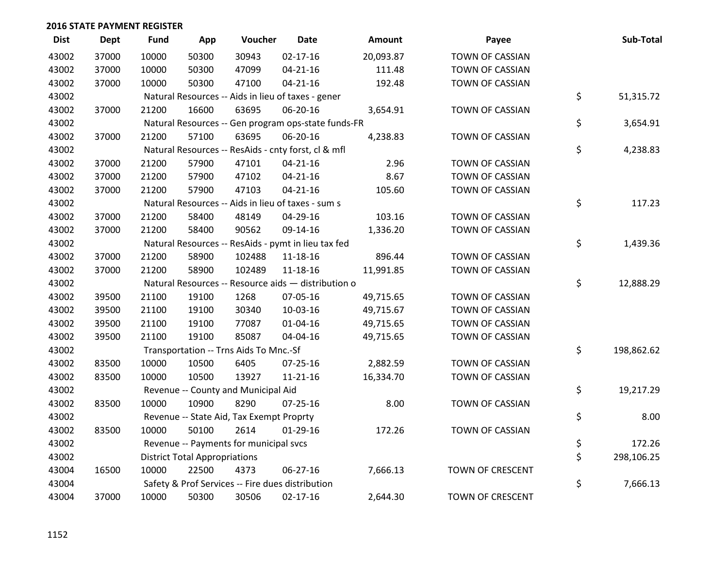## 2016 STATE PAYMENT REGISTER

| Dist | Dept | Fund | App | Voucher | Date | Amount | Payee | Sub-Total |
|---|---|---|---|---|---|---|---|---|
| 43002 | 37000 | 10000 | 50300 | 30943 | 02-17-16 | 20,093.87 | TOWN OF CASSIAN | |
| 43002 | 37000 | 10000 | 50300 | 47099 | 04-21-16 | 111.48 | TOWN OF CASSIAN | |
| 43002 | 37000 | 10000 | 50300 | 47100 | 04-21-16 | 192.48 | TOWN OF CASSIAN | |
| 43002 | | Natural Resources -- Aids in lieu of taxes - gener | | | | | | $ 51,315.72 |
| 43002 | 37000 | 21200 | 16600 | 63695 | 06-20-16 | 3,654.91 | TOWN OF CASSIAN | |
| 43002 | | Natural Resources -- Gen program ops-state funds-FR | | | | | | $ 3,654.91 |
| 43002 | 37000 | 21200 | 57100 | 63695 | 06-20-16 | 4,238.83 | TOWN OF CASSIAN | |
| 43002 | | Natural Resources -- ResAids - cnty forst, cl & mfl | | | | | | $ 4,238.83 |
| 43002 | 37000 | 21200 | 57900 | 47101 | 04-21-16 | 2.96 | TOWN OF CASSIAN | |
| 43002 | 37000 | 21200 | 57900 | 47102 | 04-21-16 | 8.67 | TOWN OF CASSIAN | |
| 43002 | 37000 | 21200 | 57900 | 47103 | 04-21-16 | 105.60 | TOWN OF CASSIAN | |
| 43002 | | Natural Resources -- Aids in lieu of taxes - sum s | | | | | | $ 117.23 |
| 43002 | 37000 | 21200 | 58400 | 48149 | 04-29-16 | 103.16 | TOWN OF CASSIAN | |
| 43002 | 37000 | 21200 | 58400 | 90562 | 09-14-16 | 1,336.20 | TOWN OF CASSIAN | |
| 43002 | | Natural Resources -- ResAids - pymt in lieu tax fed | | | | | | $ 1,439.36 |
| 43002 | 37000 | 21200 | 58900 | 102488 | 11-18-16 | 896.44 | TOWN OF CASSIAN | |
| 43002 | 37000 | 21200 | 58900 | 102489 | 11-18-16 | 11,991.85 | TOWN OF CASSIAN | |
| 43002 | | Natural Resources -- Resource aids — distribution o | | | | | | $ 12,888.29 |
| 43002 | 39500 | 21100 | 19100 | 1268 | 07-05-16 | 49,715.65 | TOWN OF CASSIAN | |
| 43002 | 39500 | 21100 | 19100 | 30340 | 10-03-16 | 49,715.67 | TOWN OF CASSIAN | |
| 43002 | 39500 | 21100 | 19100 | 77087 | 01-04-16 | 49,715.65 | TOWN OF CASSIAN | |
| 43002 | 39500 | 21100 | 19100 | 85087 | 04-04-16 | 49,715.65 | TOWN OF CASSIAN | |
| 43002 | | Transportation -- Trns Aids To Mnc.-Sf | | | | | | $ 198,862.62 |
| 43002 | 83500 | 10000 | 10500 | 6405 | 07-25-16 | 2,882.59 | TOWN OF CASSIAN | |
| 43002 | 83500 | 10000 | 10500 | 13927 | 11-21-16 | 16,334.70 | TOWN OF CASSIAN | |
| 43002 | | Revenue -- County and Municipal Aid | | | | | | $ 19,217.29 |
| 43002 | 83500 | 10000 | 10900 | 8290 | 07-25-16 | 8.00 | TOWN OF CASSIAN | |
| 43002 | | Revenue -- State Aid, Tax Exempt Proprty | | | | | | $ 8.00 |
| 43002 | 83500 | 10000 | 50100 | 2614 | 01-29-16 | 172.26 | TOWN OF CASSIAN | |
| 43002 | | Revenue -- Payments for municipal svcs | | | | | | $ 172.26 |
| 43002 | | District Total Appropriations | | | | | | $ 298,106.25 |
| 43004 | 16500 | 10000 | 22500 | 4373 | 06-27-16 | 7,666.13 | TOWN OF CRESCENT | |
| 43004 | | Safety & Prof Services -- Fire dues distribution | | | | | | $ 7,666.13 |
| 43004 | 37000 | 10000 | 50300 | 30506 | 02-17-16 | 2,644.30 | TOWN OF CRESCENT | |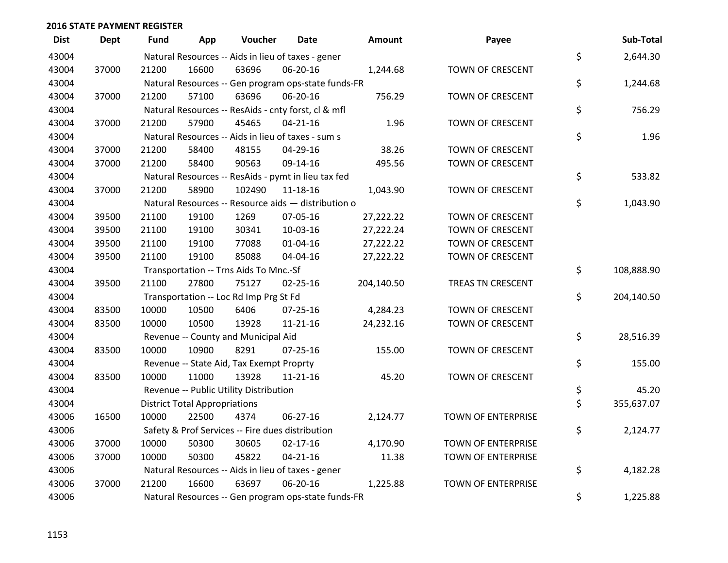## 2016 STATE PAYMENT REGISTER

| Dist | Dept | Fund | App | Voucher | Date | Amount | Payee | | Sub-Total |
|---|---|---|---|---|---|---|---|---|---|
| 43004 | | Natural Resources -- Aids in lieu of taxes - gener | | | | | | $ | 2,644.30 |
| 43004 | 37000 | 21200 | 16600 | 63696 | 06-20-16 | 1,244.68 | TOWN OF CRESCENT | | |
| 43004 | | Natural Resources -- Gen program ops-state funds-FR | | | | | | $ | 1,244.68 |
| 43004 | 37000 | 21200 | 57100 | 63696 | 06-20-16 | 756.29 | TOWN OF CRESCENT | | |
| 43004 | | Natural Resources -- ResAids - cnty forst, cl & mfl | | | | | | $ | 756.29 |
| 43004 | 37000 | 21200 | 57900 | 45465 | 04-21-16 | 1.96 | TOWN OF CRESCENT | | |
| 43004 | | Natural Resources -- Aids in lieu of taxes - sum s | | | | | | $ | 1.96 |
| 43004 | 37000 | 21200 | 58400 | 48155 | 04-29-16 | 38.26 | TOWN OF CRESCENT | | |
| 43004 | 37000 | 21200 | 58400 | 90563 | 09-14-16 | 495.56 | TOWN OF CRESCENT | | |
| 43004 | | Natural Resources -- ResAids - pymt in lieu tax fed | | | | | | $ | 533.82 |
| 43004 | 37000 | 21200 | 58900 | 102490 | 11-18-16 | 1,043.90 | TOWN OF CRESCENT | | |
| 43004 | | Natural Resources -- Resource aids — distribution o | | | | | | $ | 1,043.90 |
| 43004 | 39500 | 21100 | 19100 | 1269 | 07-05-16 | 27,222.22 | TOWN OF CRESCENT | | |
| 43004 | 39500 | 21100 | 19100 | 30341 | 10-03-16 | 27,222.24 | TOWN OF CRESCENT | | |
| 43004 | 39500 | 21100 | 19100 | 77088 | 01-04-16 | 27,222.22 | TOWN OF CRESCENT | | |
| 43004 | 39500 | 21100 | 19100 | 85088 | 04-04-16 | 27,222.22 | TOWN OF CRESCENT | | |
| 43004 | | Transportation -- Trns Aids To Mnc.-Sf | | | | | | $ | 108,888.90 |
| 43004 | 39500 | 21100 | 27800 | 75127 | 02-25-16 | 204,140.50 | TREAS TN CRESCENT | | |
| 43004 | | Transportation -- Loc Rd Imp Prg St Fd | | | | | | $ | 204,140.50 |
| 43004 | 83500 | 10000 | 10500 | 6406 | 07-25-16 | 4,284.23 | TOWN OF CRESCENT | | |
| 43004 | 83500 | 10000 | 10500 | 13928 | 11-21-16 | 24,232.16 | TOWN OF CRESCENT | | |
| 43004 | | Revenue -- County and Municipal Aid | | | | | | $ | 28,516.39 |
| 43004 | 83500 | 10000 | 10900 | 8291 | 07-25-16 | 155.00 | TOWN OF CRESCENT | | |
| 43004 | | Revenue -- State Aid, Tax Exempt Proprty | | | | | | $ | 155.00 |
| 43004 | 83500 | 10000 | 11000 | 13928 | 11-21-16 | 45.20 | TOWN OF CRESCENT | | |
| 43004 | | Revenue -- Public Utility Distribution | | | | | | $ | 45.20 |
| 43004 | | District Total Appropriations | | | | | | $ | 355,637.07 |
| 43006 | 16500 | 10000 | 22500 | 4374 | 06-27-16 | 2,124.77 | TOWN OF ENTERPRISE | | |
| 43006 | | Safety & Prof Services -- Fire dues distribution | | | | | | $ | 2,124.77 |
| 43006 | 37000 | 10000 | 50300 | 30605 | 02-17-16 | 4,170.90 | TOWN OF ENTERPRISE | | |
| 43006 | 37000 | 10000 | 50300 | 45822 | 04-21-16 | 11.38 | TOWN OF ENTERPRISE | | |
| 43006 | | Natural Resources -- Aids in lieu of taxes - gener | | | | | | $ | 4,182.28 |
| 43006 | 37000 | 21200 | 16600 | 63697 | 06-20-16 | 1,225.88 | TOWN OF ENTERPRISE | | |
| 43006 | | Natural Resources -- Gen program ops-state funds-FR | | | | | | $ | 1,225.88 |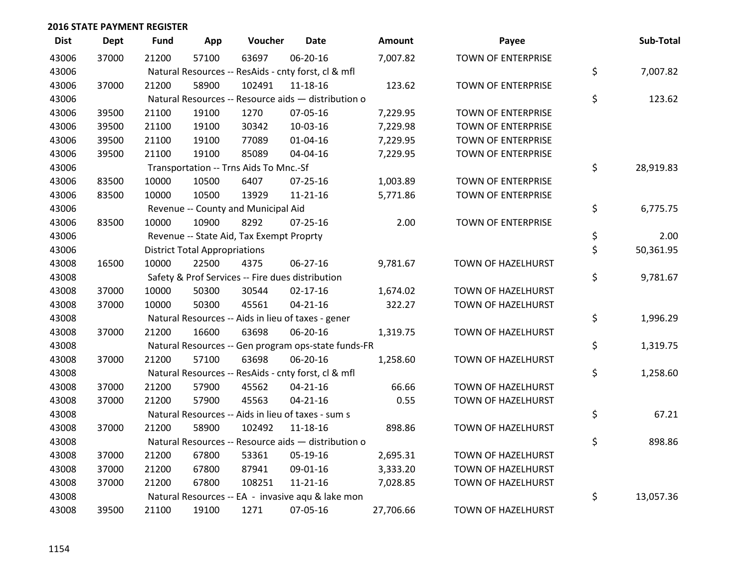## 2016 STATE PAYMENT REGISTER

| Dist | Dept | Fund | App | Voucher | Date | Amount | Payee | Sub-Total |
|---|---|---|---|---|---|---|---|---|
| 43006 | 37000 | 21200 | 57100 | 63697 | 06-20-16 | 7,007.82 | TOWN OF ENTERPRISE | |
| 43006 | | Natural Resources -- ResAids - cnty forst, cl & mfl | | | | | | $ 7,007.82 |
| 43006 | 37000 | 21200 | 58900 | 102491 | 11-18-16 | 123.62 | TOWN OF ENTERPRISE | |
| 43006 | | Natural Resources -- Resource aids — distribution o | | | | | | $ 123.62 |
| 43006 | 39500 | 21100 | 19100 | 1270 | 07-05-16 | 7,229.95 | TOWN OF ENTERPRISE | |
| 43006 | 39500 | 21100 | 19100 | 30342 | 10-03-16 | 7,229.98 | TOWN OF ENTERPRISE | |
| 43006 | 39500 | 21100 | 19100 | 77089 | 01-04-16 | 7,229.95 | TOWN OF ENTERPRISE | |
| 43006 | 39500 | 21100 | 19100 | 85089 | 04-04-16 | 7,229.95 | TOWN OF ENTERPRISE | |
| 43006 | | Transportation -- Trns Aids To Mnc.-Sf | | | | | | $ 28,919.83 |
| 43006 | 83500 | 10000 | 10500 | 6407 | 07-25-16 | 1,003.89 | TOWN OF ENTERPRISE | |
| 43006 | 83500 | 10000 | 10500 | 13929 | 11-21-16 | 5,771.86 | TOWN OF ENTERPRISE | |
| 43006 | | Revenue -- County and Municipal Aid | | | | | | $ 6,775.75 |
| 43006 | 83500 | 10000 | 10900 | 8292 | 07-25-16 | 2.00 | TOWN OF ENTERPRISE | |
| 43006 | | Revenue -- State Aid, Tax Exempt Proprty | | | | | | $ 2.00 |
| 43006 | | District Total Appropriations | | | | | | $ 50,361.95 |
| 43008 | 16500 | 10000 | 22500 | 4375 | 06-27-16 | 9,781.67 | TOWN OF HAZELHURST | |
| 43008 | | Safety & Prof Services -- Fire dues distribution | | | | | | $ 9,781.67 |
| 43008 | 37000 | 10000 | 50300 | 30544 | 02-17-16 | 1,674.02 | TOWN OF HAZELHURST | |
| 43008 | 37000 | 10000 | 50300 | 45561 | 04-21-16 | 322.27 | TOWN OF HAZELHURST | |
| 43008 | | Natural Resources -- Aids in lieu of taxes - gener | | | | | | $ 1,996.29 |
| 43008 | 37000 | 21200 | 16600 | 63698 | 06-20-16 | 1,319.75 | TOWN OF HAZELHURST | |
| 43008 | | Natural Resources -- Gen program ops-state funds-FR | | | | | | $ 1,319.75 |
| 43008 | 37000 | 21200 | 57100 | 63698 | 06-20-16 | 1,258.60 | TOWN OF HAZELHURST | |
| 43008 | | Natural Resources -- ResAids - cnty forst, cl & mfl | | | | | | $ 1,258.60 |
| 43008 | 37000 | 21200 | 57900 | 45562 | 04-21-16 | 66.66 | TOWN OF HAZELHURST | |
| 43008 | 37000 | 21200 | 57900 | 45563 | 04-21-16 | 0.55 | TOWN OF HAZELHURST | |
| 43008 | | Natural Resources -- Aids in lieu of taxes - sum s | | | | | | $ 67.21 |
| 43008 | 37000 | 21200 | 58900 | 102492 | 11-18-16 | 898.86 | TOWN OF HAZELHURST | |
| 43008 | | Natural Resources -- Resource aids — distribution o | | | | | | $ 898.86 |
| 43008 | 37000 | 21200 | 67800 | 53361 | 05-19-16 | 2,695.31 | TOWN OF HAZELHURST | |
| 43008 | 37000 | 21200 | 67800 | 87941 | 09-01-16 | 3,333.20 | TOWN OF HAZELHURST | |
| 43008 | 37000 | 21200 | 67800 | 108251 | 11-21-16 | 7,028.85 | TOWN OF HAZELHURST | |
| 43008 | | Natural Resources -- EA - invasive aqu & lake mon | | | | | | $ 13,057.36 |
| 43008 | 39500 | 21100 | 19100 | 1271 | 07-05-16 | 27,706.66 | TOWN OF HAZELHURST | |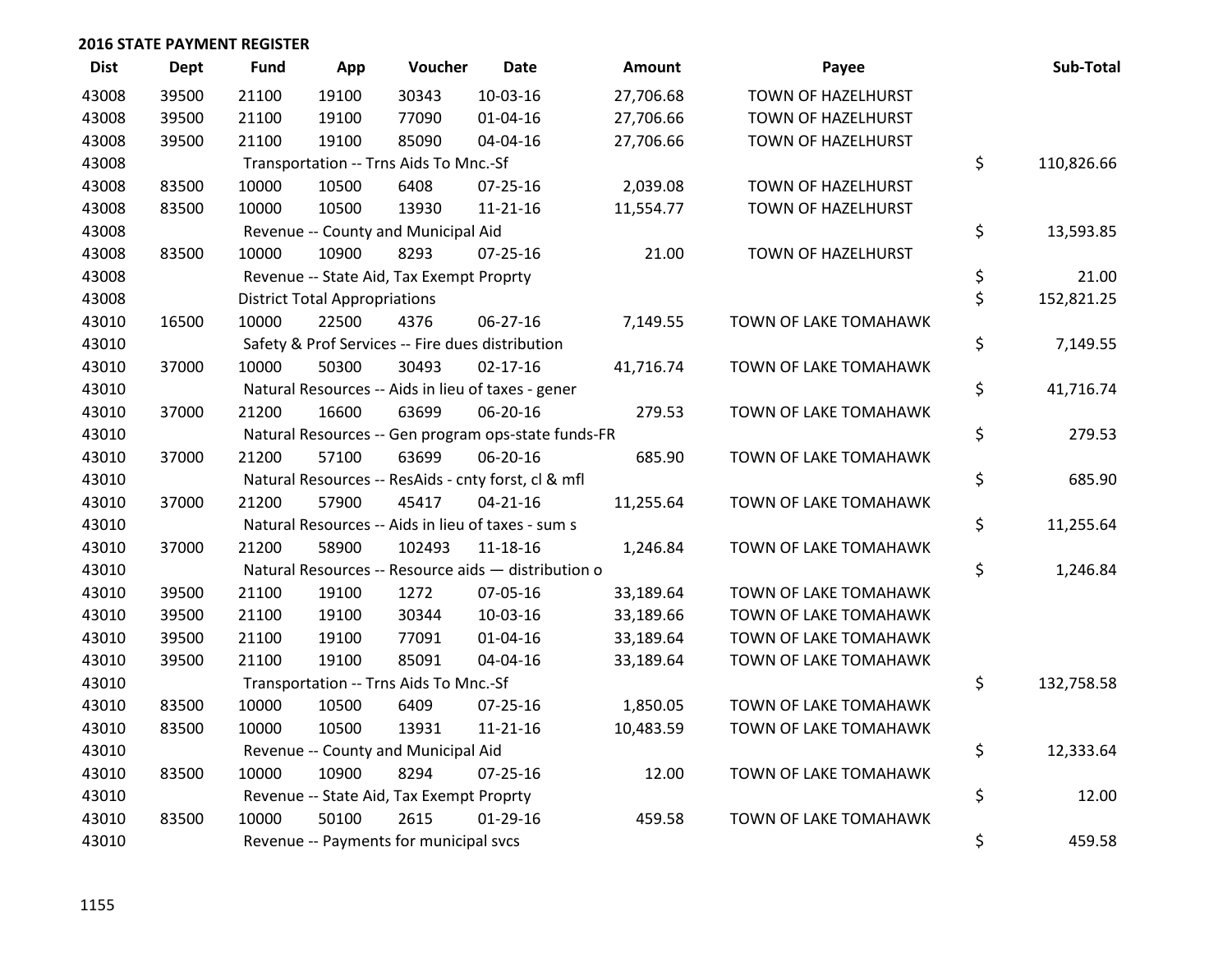## 2016 STATE PAYMENT REGISTER

| Dist | Dept | Fund | App | Voucher | Date | Amount | Payee | Sub-Total |
|---|---|---|---|---|---|---|---|---|
| 43008 | 39500 | 21100 | 19100 | 30343 | 10-03-16 | 27,706.68 | TOWN OF HAZELHURST | |
| 43008 | 39500 | 21100 | 19100 | 77090 | 01-04-16 | 27,706.66 | TOWN OF HAZELHURST | |
| 43008 | 39500 | 21100 | 19100 | 85090 | 04-04-16 | 27,706.66 | TOWN OF HAZELHURST | |
| 43008 | | Transportation -- Trns Aids To Mnc.-Sf | | | | | | $ 110,826.66 |
| 43008 | 83500 | 10000 | 10500 | 6408 | 07-25-16 | 2,039.08 | TOWN OF HAZELHURST | |
| 43008 | 83500 | 10000 | 10500 | 13930 | 11-21-16 | 11,554.77 | TOWN OF HAZELHURST | |
| 43008 | | Revenue -- County and Municipal Aid | | | | | | $ 13,593.85 |
| 43008 | 83500 | 10000 | 10900 | 8293 | 07-25-16 | 21.00 | TOWN OF HAZELHURST | |
| 43008 | | Revenue -- State Aid, Tax Exempt Proprty | | | | | | $ 21.00 |
| 43008 | | District Total Appropriations | | | | | | $ 152,821.25 |
| 43010 | 16500 | 10000 | 22500 | 4376 | 06-27-16 | 7,149.55 | TOWN OF LAKE TOMAHAWK | |
| 43010 | | Safety & Prof Services -- Fire dues distribution | | | | | | $ 7,149.55 |
| 43010 | 37000 | 10000 | 50300 | 30493 | 02-17-16 | 41,716.74 | TOWN OF LAKE TOMAHAWK | |
| 43010 | | Natural Resources -- Aids in lieu of taxes - gener | | | | | | $ 41,716.74 |
| 43010 | 37000 | 21200 | 16600 | 63699 | 06-20-16 | 279.53 | TOWN OF LAKE TOMAHAWK | |
| 43010 | | Natural Resources -- Gen program ops-state funds-FR | | | | | | $ 279.53 |
| 43010 | 37000 | 21200 | 57100 | 63699 | 06-20-16 | 685.90 | TOWN OF LAKE TOMAHAWK | |
| 43010 | | Natural Resources -- ResAids - cnty forst, cl & mfl | | | | | | $ 685.90 |
| 43010 | 37000 | 21200 | 57900 | 45417 | 04-21-16 | 11,255.64 | TOWN OF LAKE TOMAHAWK | |
| 43010 | | Natural Resources -- Aids in lieu of taxes - sum s | | | | | | $ 11,255.64 |
| 43010 | 37000 | 21200 | 58900 | 102493 | 11-18-16 | 1,246.84 | TOWN OF LAKE TOMAHAWK | |
| 43010 | | Natural Resources -- Resource aids — distribution o | | | | | | $ 1,246.84 |
| 43010 | 39500 | 21100 | 19100 | 1272 | 07-05-16 | 33,189.64 | TOWN OF LAKE TOMAHAWK | |
| 43010 | 39500 | 21100 | 19100 | 30344 | 10-03-16 | 33,189.66 | TOWN OF LAKE TOMAHAWK | |
| 43010 | 39500 | 21100 | 19100 | 77091 | 01-04-16 | 33,189.64 | TOWN OF LAKE TOMAHAWK | |
| 43010 | 39500 | 21100 | 19100 | 85091 | 04-04-16 | 33,189.64 | TOWN OF LAKE TOMAHAWK | |
| 43010 | | Transportation -- Trns Aids To Mnc.-Sf | | | | | | $ 132,758.58 |
| 43010 | 83500 | 10000 | 10500 | 6409 | 07-25-16 | 1,850.05 | TOWN OF LAKE TOMAHAWK | |
| 43010 | 83500 | 10000 | 10500 | 13931 | 11-21-16 | 10,483.59 | TOWN OF LAKE TOMAHAWK | |
| 43010 | | Revenue -- County and Municipal Aid | | | | | | $ 12,333.64 |
| 43010 | 83500 | 10000 | 10900 | 8294 | 07-25-16 | 12.00 | TOWN OF LAKE TOMAHAWK | |
| 43010 | | Revenue -- State Aid, Tax Exempt Proprty | | | | | | $ 12.00 |
| 43010 | 83500 | 10000 | 50100 | 2615 | 01-29-16 | 459.58 | TOWN OF LAKE TOMAHAWK | |
| 43010 | | Revenue -- Payments for municipal svcs | | | | | | $ 459.58 |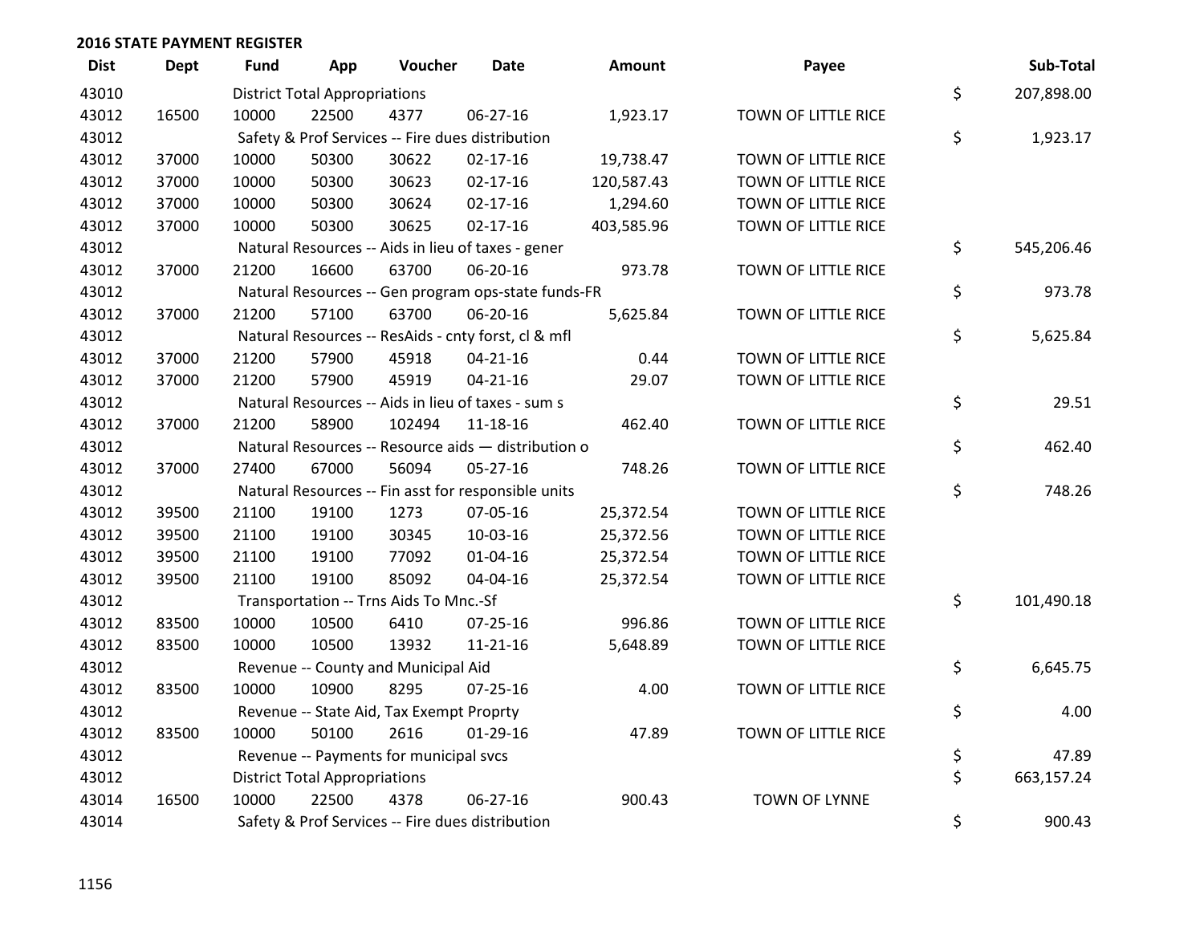## 2016 STATE PAYMENT REGISTER

| Dist | Dept | Fund | App | Voucher | Date | Amount | Payee | | Sub-Total |
|---|---|---|---|---|---|---|---|---|---|
| 43010 | | District Total Appropriations | | | | | | $ | 207,898.00 |
| 43012 | 16500 | 10000 | 22500 | 4377 | 06-27-16 | 1,923.17 | TOWN OF LITTLE RICE | | |
| 43012 | | Safety & Prof Services -- Fire dues distribution | | | | | | $ | 1,923.17 |
| 43012 | 37000 | 10000 | 50300 | 30622 | 02-17-16 | 19,738.47 | TOWN OF LITTLE RICE | | |
| 43012 | 37000 | 10000 | 50300 | 30623 | 02-17-16 | 120,587.43 | TOWN OF LITTLE RICE | | |
| 43012 | 37000 | 10000 | 50300 | 30624 | 02-17-16 | 1,294.60 | TOWN OF LITTLE RICE | | |
| 43012 | 37000 | 10000 | 50300 | 30625 | 02-17-16 | 403,585.96 | TOWN OF LITTLE RICE | | |
| 43012 | | Natural Resources -- Aids in lieu of taxes - gener | | | | | | $ | 545,206.46 |
| 43012 | 37000 | 21200 | 16600 | 63700 | 06-20-16 | 973.78 | TOWN OF LITTLE RICE | | |
| 43012 | | Natural Resources -- Gen program ops-state funds-FR | | | | | | $ | 973.78 |
| 43012 | 37000 | 21200 | 57100 | 63700 | 06-20-16 | 5,625.84 | TOWN OF LITTLE RICE | | |
| 43012 | | Natural Resources -- ResAids - cnty forst, cl & mfl | | | | | | $ | 5,625.84 |
| 43012 | 37000 | 21200 | 57900 | 45918 | 04-21-16 | 0.44 | TOWN OF LITTLE RICE | | |
| 43012 | 37000 | 21200 | 57900 | 45919 | 04-21-16 | 29.07 | TOWN OF LITTLE RICE | | |
| 43012 | | Natural Resources -- Aids in lieu of taxes - sum s | | | | | | $ | 29.51 |
| 43012 | 37000 | 21200 | 58900 | 102494 | 11-18-16 | 462.40 | TOWN OF LITTLE RICE | | |
| 43012 | | Natural Resources -- Resource aids — distribution o | | | | | | $ | 462.40 |
| 43012 | 37000 | 27400 | 67000 | 56094 | 05-27-16 | 748.26 | TOWN OF LITTLE RICE | | |
| 43012 | | Natural Resources -- Fin asst for responsible units | | | | | | $ | 748.26 |
| 43012 | 39500 | 21100 | 19100 | 1273 | 07-05-16 | 25,372.54 | TOWN OF LITTLE RICE | | |
| 43012 | 39500 | 21100 | 19100 | 30345 | 10-03-16 | 25,372.56 | TOWN OF LITTLE RICE | | |
| 43012 | 39500 | 21100 | 19100 | 77092 | 01-04-16 | 25,372.54 | TOWN OF LITTLE RICE | | |
| 43012 | 39500 | 21100 | 19100 | 85092 | 04-04-16 | 25,372.54 | TOWN OF LITTLE RICE | | |
| 43012 | | Transportation -- Trns Aids To Mnc.-Sf | | | | | | $ | 101,490.18 |
| 43012 | 83500 | 10000 | 10500 | 6410 | 07-25-16 | 996.86 | TOWN OF LITTLE RICE | | |
| 43012 | 83500 | 10000 | 10500 | 13932 | 11-21-16 | 5,648.89 | TOWN OF LITTLE RICE | | |
| 43012 | | Revenue -- County and Municipal Aid | | | | | | $ | 6,645.75 |
| 43012 | 83500 | 10000 | 10900 | 8295 | 07-25-16 | 4.00 | TOWN OF LITTLE RICE | | |
| 43012 | | Revenue -- State Aid, Tax Exempt Proprty | | | | | | $ | 4.00 |
| 43012 | 83500 | 10000 | 50100 | 2616 | 01-29-16 | 47.89 | TOWN OF LITTLE RICE | | |
| 43012 | | Revenue -- Payments for municipal svcs | | | | | | $ | 47.89 |
| 43012 | | District Total Appropriations | | | | | | $ | 663,157.24 |
| 43014 | 16500 | 10000 | 22500 | 4378 | 06-27-16 | 900.43 | TOWN OF LYNNE | | |
| 43014 | | Safety & Prof Services -- Fire dues distribution | | | | | | $ | 900.43 |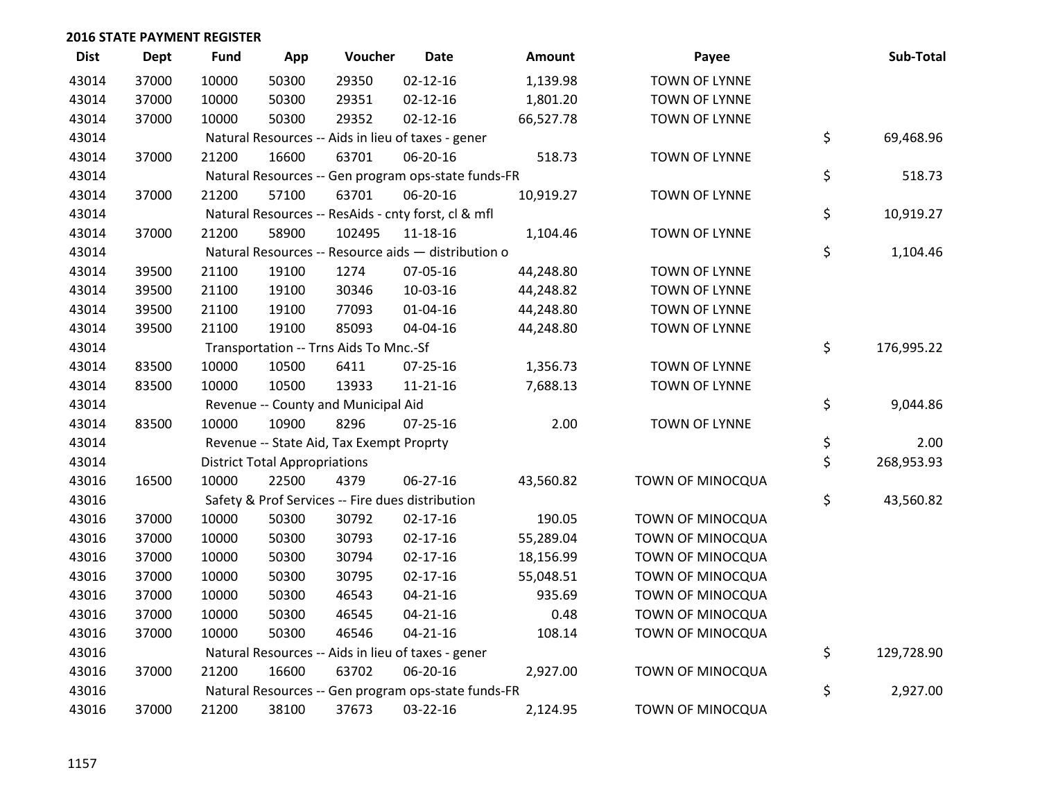## 2016 STATE PAYMENT REGISTER

| Dist | Dept | Fund | App | Voucher | Date | Amount | Payee | Sub-Total |
|---|---|---|---|---|---|---|---|---|
| 43014 | 37000 | 10000 | 50300 | 29350 | 02-12-16 | 1,139.98 | TOWN OF LYNNE | |
| 43014 | 37000 | 10000 | 50300 | 29351 | 02-12-16 | 1,801.20 | TOWN OF LYNNE | |
| 43014 | 37000 | 10000 | 50300 | 29352 | 02-12-16 | 66,527.78 | TOWN OF LYNNE | |
| 43014 | | Natural Resources -- Aids in lieu of taxes - gener | | | | | | $ 69,468.96 |
| 43014 | 37000 | 21200 | 16600 | 63701 | 06-20-16 | 518.73 | TOWN OF LYNNE | |
| 43014 | | Natural Resources -- Gen program ops-state funds-FR | | | | | | $ 518.73 |
| 43014 | 37000 | 21200 | 57100 | 63701 | 06-20-16 | 10,919.27 | TOWN OF LYNNE | |
| 43014 | | Natural Resources -- ResAids - cnty forst, cl & mfl | | | | | | $ 10,919.27 |
| 43014 | 37000 | 21200 | 58900 | 102495 | 11-18-16 | 1,104.46 | TOWN OF LYNNE | |
| 43014 | | Natural Resources -- Resource aids — distribution o | | | | | | $ 1,104.46 |
| 43014 | 39500 | 21100 | 19100 | 1274 | 07-05-16 | 44,248.80 | TOWN OF LYNNE | |
| 43014 | 39500 | 21100 | 19100 | 30346 | 10-03-16 | 44,248.82 | TOWN OF LYNNE | |
| 43014 | 39500 | 21100 | 19100 | 77093 | 01-04-16 | 44,248.80 | TOWN OF LYNNE | |
| 43014 | 39500 | 21100 | 19100 | 85093 | 04-04-16 | 44,248.80 | TOWN OF LYNNE | |
| 43014 | | Transportation -- Trns Aids To Mnc.-Sf | | | | | | $ 176,995.22 |
| 43014 | 83500 | 10000 | 10500 | 6411 | 07-25-16 | 1,356.73 | TOWN OF LYNNE | |
| 43014 | 83500 | 10000 | 10500 | 13933 | 11-21-16 | 7,688.13 | TOWN OF LYNNE | |
| 43014 | | Revenue -- County and Municipal Aid | | | | | | $ 9,044.86 |
| 43014 | 83500 | 10000 | 10900 | 8296 | 07-25-16 | 2.00 | TOWN OF LYNNE | |
| 43014 | | Revenue -- State Aid, Tax Exempt Proprty | | | | | | $ 2.00 |
| 43014 | | District Total Appropriations | | | | | | $ 268,953.93 |
| 43016 | 16500 | 10000 | 22500 | 4379 | 06-27-16 | 43,560.82 | TOWN OF MINOCQUA | |
| 43016 | | Safety & Prof Services -- Fire dues distribution | | | | | | $ 43,560.82 |
| 43016 | 37000 | 10000 | 50300 | 30792 | 02-17-16 | 190.05 | TOWN OF MINOCQUA | |
| 43016 | 37000 | 10000 | 50300 | 30793 | 02-17-16 | 55,289.04 | TOWN OF MINOCQUA | |
| 43016 | 37000 | 10000 | 50300 | 30794 | 02-17-16 | 18,156.99 | TOWN OF MINOCQUA | |
| 43016 | 37000 | 10000 | 50300 | 30795 | 02-17-16 | 55,048.51 | TOWN OF MINOCQUA | |
| 43016 | 37000 | 10000 | 50300 | 46543 | 04-21-16 | 935.69 | TOWN OF MINOCQUA | |
| 43016 | 37000 | 10000 | 50300 | 46545 | 04-21-16 | 0.48 | TOWN OF MINOCQUA | |
| 43016 | 37000 | 10000 | 50300 | 46546 | 04-21-16 | 108.14 | TOWN OF MINOCQUA | |
| 43016 | | Natural Resources -- Aids in lieu of taxes - gener | | | | | | $ 129,728.90 |
| 43016 | 37000 | 21200 | 16600 | 63702 | 06-20-16 | 2,927.00 | TOWN OF MINOCQUA | |
| 43016 | | Natural Resources -- Gen program ops-state funds-FR | | | | | | $ 2,927.00 |
| 43016 | 37000 | 21200 | 38100 | 37673 | 03-22-16 | 2,124.95 | TOWN OF MINOCQUA | |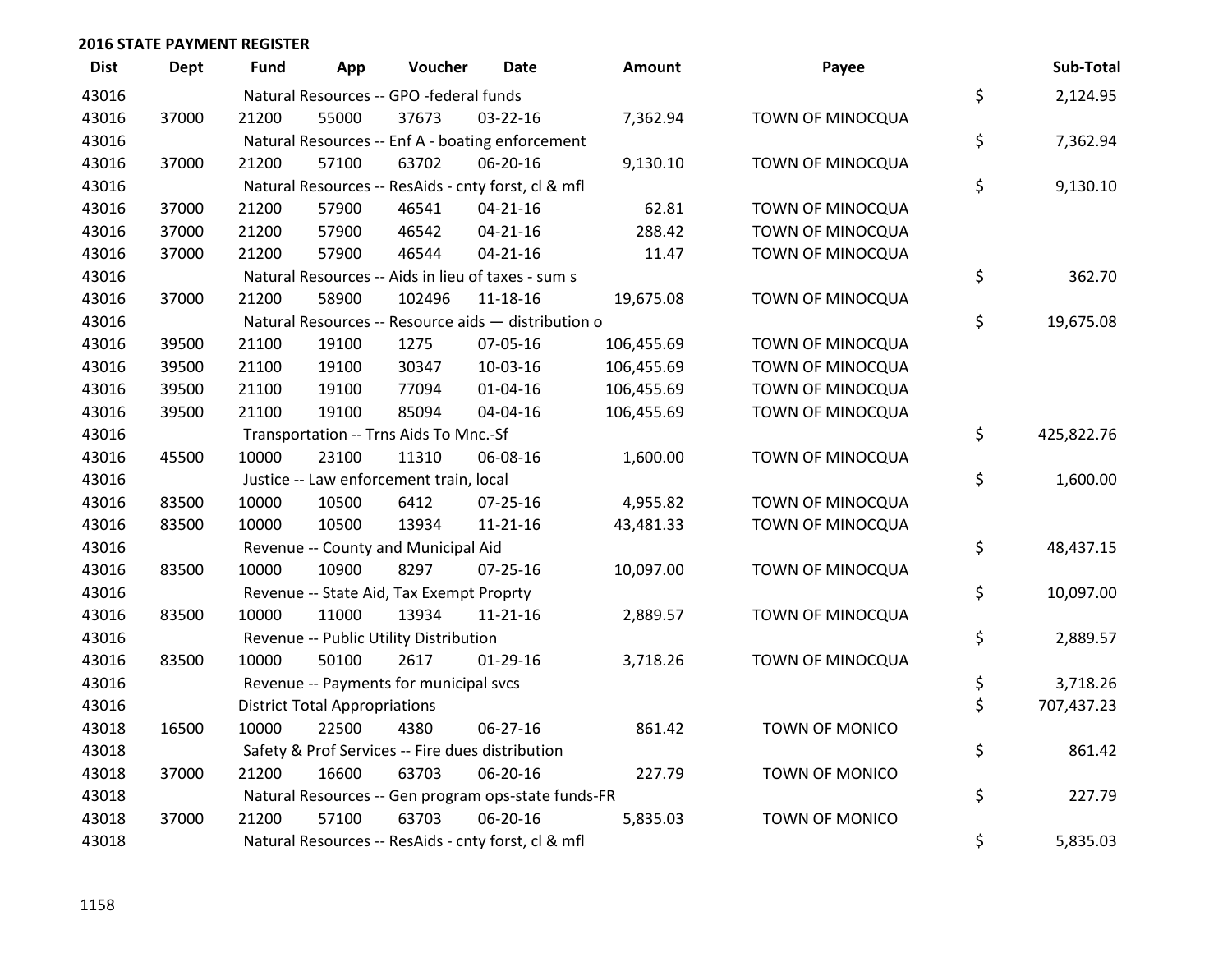## 2016 STATE PAYMENT REGISTER

| Dist | Dept | Fund | App | Voucher | Date | Amount | Payee | | Sub-Total |
|---|---|---|---|---|---|---|---|---|---|
| 43016 | | Natural Resources -- GPO -federal funds | | | | | | $ | 2,124.95 |
| 43016 | 37000 | 21200 | 55000 | 37673 | 03-22-16 | 7,362.94 | TOWN OF MINOCQUA | | |
| 43016 | | Natural Resources -- Enf A - boating enforcement | | | | | | $ | 7,362.94 |
| 43016 | 37000 | 21200 | 57100 | 63702 | 06-20-16 | 9,130.10 | TOWN OF MINOCQUA | | |
| 43016 | | Natural Resources -- ResAids - cnty forst, cl & mfl | | | | | | $ | 9,130.10 |
| 43016 | 37000 | 21200 | 57900 | 46541 | 04-21-16 | 62.81 | TOWN OF MINOCQUA | | |
| 43016 | 37000 | 21200 | 57900 | 46542 | 04-21-16 | 288.42 | TOWN OF MINOCQUA | | |
| 43016 | 37000 | 21200 | 57900 | 46544 | 04-21-16 | 11.47 | TOWN OF MINOCQUA | | |
| 43016 | | Natural Resources -- Aids in lieu of taxes - sum s | | | | | | $ | 362.70 |
| 43016 | 37000 | 21200 | 58900 | 102496 | 11-18-16 | 19,675.08 | TOWN OF MINOCQUA | | |
| 43016 | | Natural Resources -- Resource aids — distribution o | | | | | | $ | 19,675.08 |
| 43016 | 39500 | 21100 | 19100 | 1275 | 07-05-16 | 106,455.69 | TOWN OF MINOCQUA | | |
| 43016 | 39500 | 21100 | 19100 | 30347 | 10-03-16 | 106,455.69 | TOWN OF MINOCQUA | | |
| 43016 | 39500 | 21100 | 19100 | 77094 | 01-04-16 | 106,455.69 | TOWN OF MINOCQUA | | |
| 43016 | 39500 | 21100 | 19100 | 85094 | 04-04-16 | 106,455.69 | TOWN OF MINOCQUA | | |
| 43016 | | Transportation -- Trns Aids To Mnc.-Sf | | | | | | $ | 425,822.76 |
| 43016 | 45500 | 10000 | 23100 | 11310 | 06-08-16 | 1,600.00 | TOWN OF MINOCQUA | | |
| 43016 | | Justice -- Law enforcement train, local | | | | | | $ | 1,600.00 |
| 43016 | 83500 | 10000 | 10500 | 6412 | 07-25-16 | 4,955.82 | TOWN OF MINOCQUA | | |
| 43016 | 83500 | 10000 | 10500 | 13934 | 11-21-16 | 43,481.33 | TOWN OF MINOCQUA | | |
| 43016 | | Revenue -- County and Municipal Aid | | | | | | $ | 48,437.15 |
| 43016 | 83500 | 10000 | 10900 | 8297 | 07-25-16 | 10,097.00 | TOWN OF MINOCQUA | | |
| 43016 | | Revenue -- State Aid, Tax Exempt Proprty | | | | | | $ | 10,097.00 |
| 43016 | 83500 | 10000 | 11000 | 13934 | 11-21-16 | 2,889.57 | TOWN OF MINOCQUA | | |
| 43016 | | Revenue -- Public Utility Distribution | | | | | | $ | 2,889.57 |
| 43016 | 83500 | 10000 | 50100 | 2617 | 01-29-16 | 3,718.26 | TOWN OF MINOCQUA | | |
| 43016 | | Revenue -- Payments for municipal svcs | | | | | | $ | 3,718.26 |
| 43016 | | District Total Appropriations | | | | | | $ | 707,437.23 |
| 43018 | 16500 | 10000 | 22500 | 4380 | 06-27-16 | 861.42 | TOWN OF MONICO | | |
| 43018 | | Safety & Prof Services -- Fire dues distribution | | | | | | $ | 861.42 |
| 43018 | 37000 | 21200 | 16600 | 63703 | 06-20-16 | 227.79 | TOWN OF MONICO | | |
| 43018 | | Natural Resources -- Gen program ops-state funds-FR | | | | | | $ | 227.79 |
| 43018 | 37000 | 21200 | 57100 | 63703 | 06-20-16 | 5,835.03 | TOWN OF MONICO | | |
| 43018 | | Natural Resources -- ResAids - cnty forst, cl & mfl | | | | | | $ | 5,835.03 |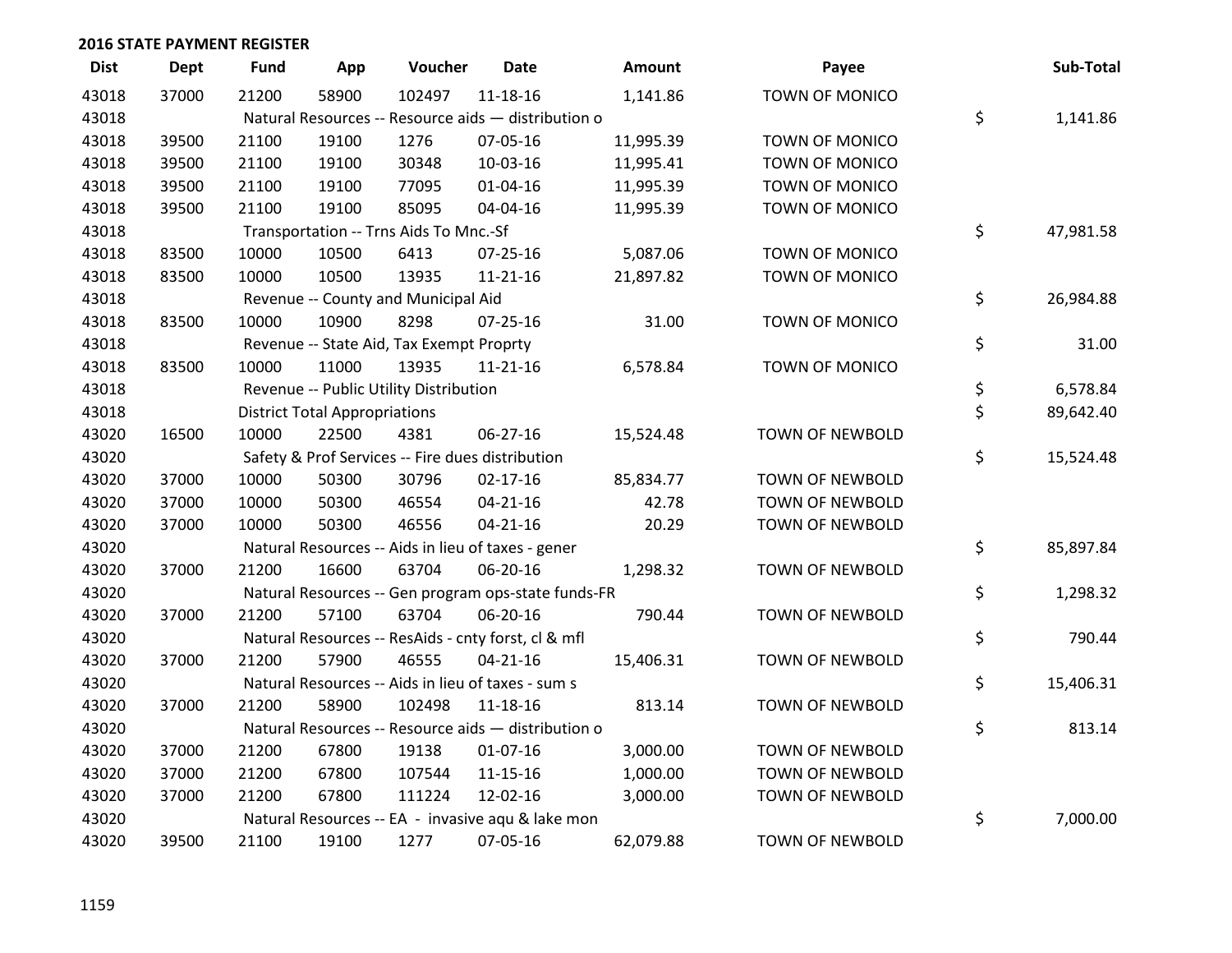## 2016 STATE PAYMENT REGISTER

| Dist | Dept | Fund | App | Voucher | Date | Amount | Payee | Sub-Total |
|---|---|---|---|---|---|---|---|---|
| 43018 | 37000 | 21200 | 58900 | 102497 | 11-18-16 | 1,141.86 | TOWN OF MONICO | |
| 43018 | | Natural Resources -- Resource aids — distribution o | | | | | | $ 1,141.86 |
| 43018 | 39500 | 21100 | 19100 | 1276 | 07-05-16 | 11,995.39 | TOWN OF MONICO | |
| 43018 | 39500 | 21100 | 19100 | 30348 | 10-03-16 | 11,995.41 | TOWN OF MONICO | |
| 43018 | 39500 | 21100 | 19100 | 77095 | 01-04-16 | 11,995.39 | TOWN OF MONICO | |
| 43018 | 39500 | 21100 | 19100 | 85095 | 04-04-16 | 11,995.39 | TOWN OF MONICO | |
| 43018 | | Transportation -- Trns Aids To Mnc.-Sf | | | | | | $ 47,981.58 |
| 43018 | 83500 | 10000 | 10500 | 6413 | 07-25-16 | 5,087.06 | TOWN OF MONICO | |
| 43018 | 83500 | 10000 | 10500 | 13935 | 11-21-16 | 21,897.82 | TOWN OF MONICO | |
| 43018 | | Revenue -- County and Municipal Aid | | | | | | $ 26,984.88 |
| 43018 | 83500 | 10000 | 10900 | 8298 | 07-25-16 | 31.00 | TOWN OF MONICO | |
| 43018 | | Revenue -- State Aid, Tax Exempt Proprty | | | | | | $ 31.00 |
| 43018 | 83500 | 10000 | 11000 | 13935 | 11-21-16 | 6,578.84 | TOWN OF MONICO | |
| 43018 | | Revenue -- Public Utility Distribution | | | | | | $ 6,578.84 |
| 43018 | | District Total Appropriations | | | | | | $ 89,642.40 |
| 43020 | 16500 | 10000 | 22500 | 4381 | 06-27-16 | 15,524.48 | TOWN OF NEWBOLD | |
| 43020 | | Safety & Prof Services -- Fire dues distribution | | | | | | $ 15,524.48 |
| 43020 | 37000 | 10000 | 50300 | 30796 | 02-17-16 | 85,834.77 | TOWN OF NEWBOLD | |
| 43020 | 37000 | 10000 | 50300 | 46554 | 04-21-16 | 42.78 | TOWN OF NEWBOLD | |
| 43020 | 37000 | 10000 | 50300 | 46556 | 04-21-16 | 20.29 | TOWN OF NEWBOLD | |
| 43020 | | Natural Resources -- Aids in lieu of taxes - gener | | | | | | $ 85,897.84 |
| 43020 | 37000 | 21200 | 16600 | 63704 | 06-20-16 | 1,298.32 | TOWN OF NEWBOLD | |
| 43020 | | Natural Resources -- Gen program ops-state funds-FR | | | | | | $ 1,298.32 |
| 43020 | 37000 | 21200 | 57100 | 63704 | 06-20-16 | 790.44 | TOWN OF NEWBOLD | |
| 43020 | | Natural Resources -- ResAids - cnty forst, cl & mfl | | | | | | $ 790.44 |
| 43020 | 37000 | 21200 | 57900 | 46555 | 04-21-16 | 15,406.31 | TOWN OF NEWBOLD | |
| 43020 | | Natural Resources -- Aids in lieu of taxes - sum s | | | | | | $ 15,406.31 |
| 43020 | 37000 | 21200 | 58900 | 102498 | 11-18-16 | 813.14 | TOWN OF NEWBOLD | |
| 43020 | | Natural Resources -- Resource aids — distribution o | | | | | | $ 813.14 |
| 43020 | 37000 | 21200 | 67800 | 19138 | 01-07-16 | 3,000.00 | TOWN OF NEWBOLD | |
| 43020 | 37000 | 21200 | 67800 | 107544 | 11-15-16 | 1,000.00 | TOWN OF NEWBOLD | |
| 43020 | 37000 | 21200 | 67800 | 111224 | 12-02-16 | 3,000.00 | TOWN OF NEWBOLD | |
| 43020 | | Natural Resources -- EA - invasive aqu & lake mon | | | | | | $ 7,000.00 |
| 43020 | 39500 | 21100 | 19100 | 1277 | 07-05-16 | 62,079.88 | TOWN OF NEWBOLD | |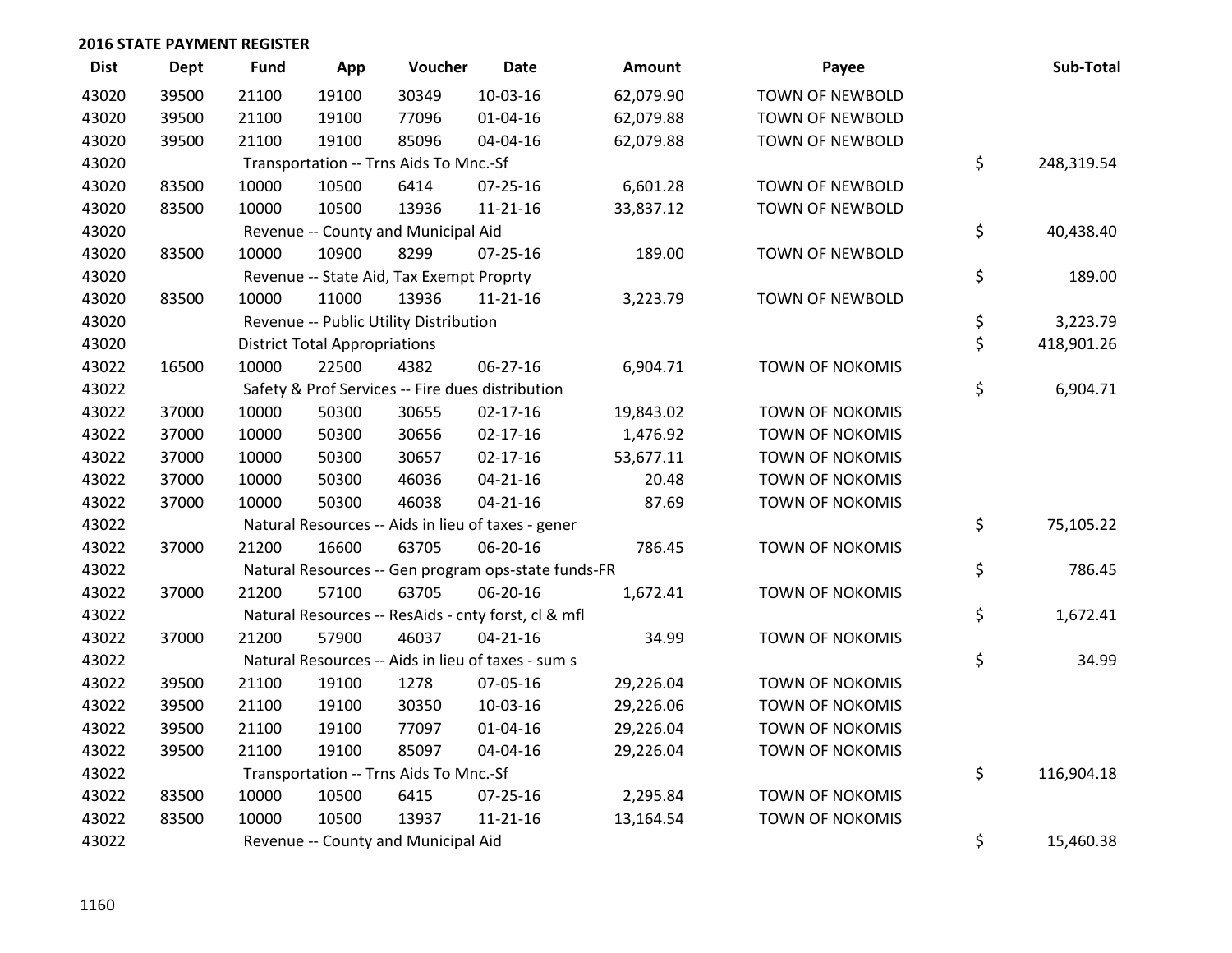## 2016 STATE PAYMENT REGISTER

| Dist | Dept | Fund | App | Voucher | Date | Amount | Payee | Sub-Total |
|---|---|---|---|---|---|---|---|---|
| 43020 | 39500 | 21100 | 19100 | 30349 | 10-03-16 | 62,079.90 | TOWN OF NEWBOLD | |
| 43020 | 39500 | 21100 | 19100 | 77096 | 01-04-16 | 62,079.88 | TOWN OF NEWBOLD | |
| 43020 | 39500 | 21100 | 19100 | 85096 | 04-04-16 | 62,079.88 | TOWN OF NEWBOLD | |
| 43020 | | Transportation -- Trns Aids To Mnc.-Sf | | | | | | $ 248,319.54 |
| 43020 | 83500 | 10000 | 10500 | 6414 | 07-25-16 | 6,601.28 | TOWN OF NEWBOLD | |
| 43020 | 83500 | 10000 | 10500 | 13936 | 11-21-16 | 33,837.12 | TOWN OF NEWBOLD | |
| 43020 | | Revenue -- County and Municipal Aid | | | | | | $ 40,438.40 |
| 43020 | 83500 | 10000 | 10900 | 8299 | 07-25-16 | 189.00 | TOWN OF NEWBOLD | |
| 43020 | | Revenue -- State Aid, Tax Exempt Proprty | | | | | | $ 189.00 |
| 43020 | 83500 | 10000 | 11000 | 13936 | 11-21-16 | 3,223.79 | TOWN OF NEWBOLD | |
| 43020 | | Revenue -- Public Utility Distribution | | | | | | $ 3,223.79 |
| 43020 | | District Total Appropriations | | | | | | $ 418,901.26 |
| 43022 | 16500 | 10000 | 22500 | 4382 | 06-27-16 | 6,904.71 | TOWN OF NOKOMIS | |
| 43022 | | Safety & Prof Services -- Fire dues distribution | | | | | | $ 6,904.71 |
| 43022 | 37000 | 10000 | 50300 | 30655 | 02-17-16 | 19,843.02 | TOWN OF NOKOMIS | |
| 43022 | 37000 | 10000 | 50300 | 30656 | 02-17-16 | 1,476.92 | TOWN OF NOKOMIS | |
| 43022 | 37000 | 10000 | 50300 | 30657 | 02-17-16 | 53,677.11 | TOWN OF NOKOMIS | |
| 43022 | 37000 | 10000 | 50300 | 46036 | 04-21-16 | 20.48 | TOWN OF NOKOMIS | |
| 43022 | 37000 | 10000 | 50300 | 46038 | 04-21-16 | 87.69 | TOWN OF NOKOMIS | |
| 43022 | | Natural Resources -- Aids in lieu of taxes - gener | | | | | | $ 75,105.22 |
| 43022 | 37000 | 21200 | 16600 | 63705 | 06-20-16 | 786.45 | TOWN OF NOKOMIS | |
| 43022 | | Natural Resources -- Gen program ops-state funds-FR | | | | | | $ 786.45 |
| 43022 | 37000 | 21200 | 57100 | 63705 | 06-20-16 | 1,672.41 | TOWN OF NOKOMIS | |
| 43022 | | Natural Resources -- ResAids - cnty forst, cl & mfl | | | | | | $ 1,672.41 |
| 43022 | 37000 | 21200 | 57900 | 46037 | 04-21-16 | 34.99 | TOWN OF NOKOMIS | |
| 43022 | | Natural Resources -- Aids in lieu of taxes - sum s | | | | | | $ 34.99 |
| 43022 | 39500 | 21100 | 19100 | 1278 | 07-05-16 | 29,226.04 | TOWN OF NOKOMIS | |
| 43022 | 39500 | 21100 | 19100 | 30350 | 10-03-16 | 29,226.06 | TOWN OF NOKOMIS | |
| 43022 | 39500 | 21100 | 19100 | 77097 | 01-04-16 | 29,226.04 | TOWN OF NOKOMIS | |
| 43022 | 39500 | 21100 | 19100 | 85097 | 04-04-16 | 29,226.04 | TOWN OF NOKOMIS | |
| 43022 | | Transportation -- Trns Aids To Mnc.-Sf | | | | | | $ 116,904.18 |
| 43022 | 83500 | 10000 | 10500 | 6415 | 07-25-16 | 2,295.84 | TOWN OF NOKOMIS | |
| 43022 | 83500 | 10000 | 10500 | 13937 | 11-21-16 | 13,164.54 | TOWN OF NOKOMIS | |
| 43022 | | Revenue -- County and Municipal Aid | | | | | | $ 15,460.38 |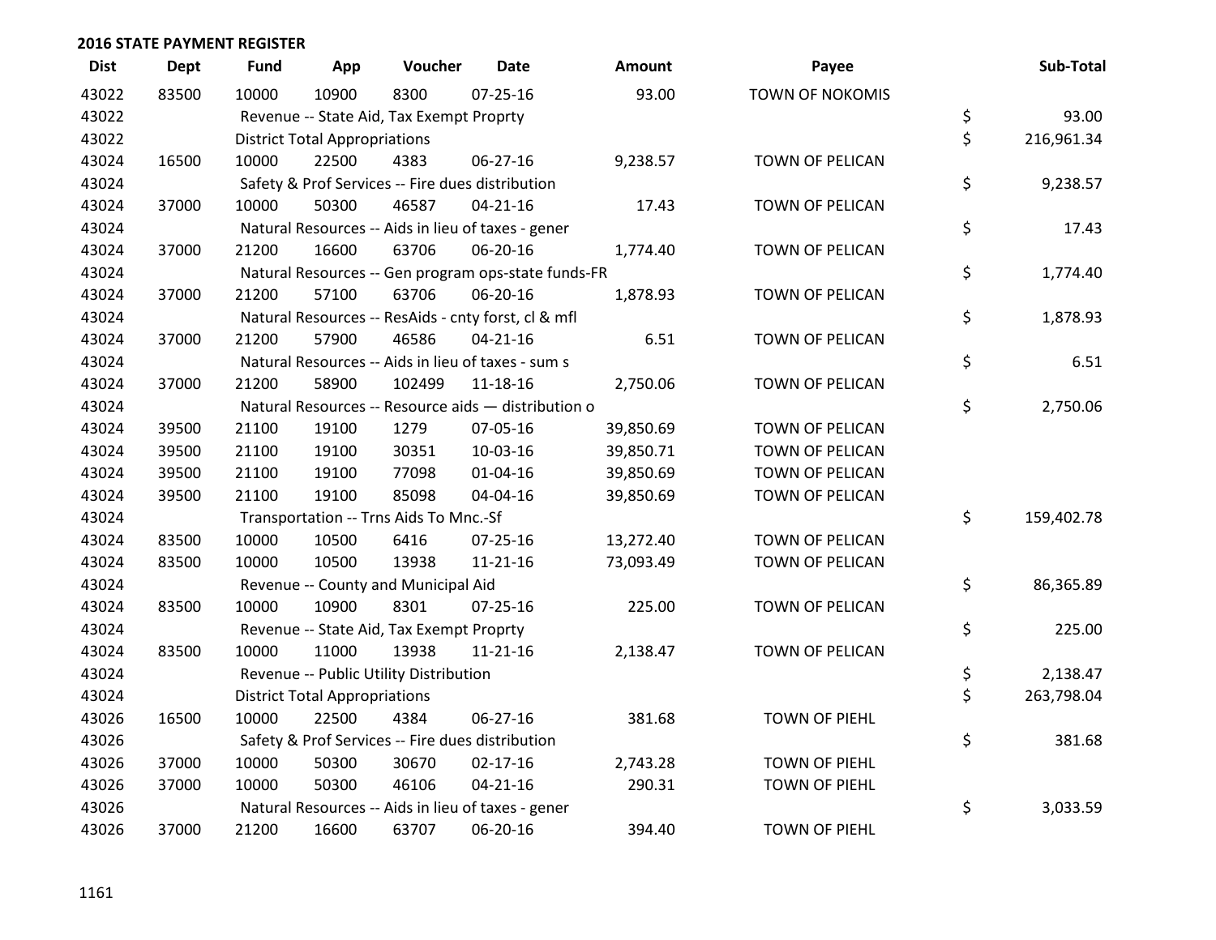## 2016 STATE PAYMENT REGISTER

| Dist | Dept | Fund | App | Voucher | Date | Amount | Payee | | Sub-Total |
|---|---|---|---|---|---|---|---|---|---|
| 43022 | 83500 | 10000 | 10900 | 8300 | 07-25-16 | 93.00 | TOWN OF NOKOMIS | | |
| 43022 | | Revenue -- State Aid, Tax Exempt Proprty | | | | | | $ | 93.00 |
| 43022 | | District Total Appropriations | | | | | | $ | 216,961.34 |
| 43024 | 16500 | 10000 | 22500 | 4383 | 06-27-16 | 9,238.57 | TOWN OF PELICAN | | |
| 43024 | | Safety & Prof Services -- Fire dues distribution | | | | | | $ | 9,238.57 |
| 43024 | 37000 | 10000 | 50300 | 46587 | 04-21-16 | 17.43 | TOWN OF PELICAN | | |
| 43024 | | Natural Resources -- Aids in lieu of taxes - gener | | | | | | $ | 17.43 |
| 43024 | 37000 | 21200 | 16600 | 63706 | 06-20-16 | 1,774.40 | TOWN OF PELICAN | | |
| 43024 | | Natural Resources -- Gen program ops-state funds-FR | | | | | | $ | 1,774.40 |
| 43024 | 37000 | 21200 | 57100 | 63706 | 06-20-16 | 1,878.93 | TOWN OF PELICAN | | |
| 43024 | | Natural Resources -- ResAids - cnty forst, cl & mfl | | | | | | $ | 1,878.93 |
| 43024 | 37000 | 21200 | 57900 | 46586 | 04-21-16 | 6.51 | TOWN OF PELICAN | | |
| 43024 | | Natural Resources -- Aids in lieu of taxes - sum s | | | | | | $ | 6.51 |
| 43024 | 37000 | 21200 | 58900 | 102499 | 11-18-16 | 2,750.06 | TOWN OF PELICAN | | |
| 43024 | | Natural Resources -- Resource aids — distribution o | | | | | | $ | 2,750.06 |
| 43024 | 39500 | 21100 | 19100 | 1279 | 07-05-16 | 39,850.69 | TOWN OF PELICAN | | |
| 43024 | 39500 | 21100 | 19100 | 30351 | 10-03-16 | 39,850.71 | TOWN OF PELICAN | | |
| 43024 | 39500 | 21100 | 19100 | 77098 | 01-04-16 | 39,850.69 | TOWN OF PELICAN | | |
| 43024 | 39500 | 21100 | 19100 | 85098 | 04-04-16 | 39,850.69 | TOWN OF PELICAN | | |
| 43024 | | Transportation -- Trns Aids To Mnc.-Sf | | | | | | $ | 159,402.78 |
| 43024 | 83500 | 10000 | 10500 | 6416 | 07-25-16 | 13,272.40 | TOWN OF PELICAN | | |
| 43024 | 83500 | 10000 | 10500 | 13938 | 11-21-16 | 73,093.49 | TOWN OF PELICAN | | |
| 43024 | | Revenue -- County and Municipal Aid | | | | | | $ | 86,365.89 |
| 43024 | 83500 | 10000 | 10900 | 8301 | 07-25-16 | 225.00 | TOWN OF PELICAN | | |
| 43024 | | Revenue -- State Aid, Tax Exempt Proprty | | | | | | $ | 225.00 |
| 43024 | 83500 | 10000 | 11000 | 13938 | 11-21-16 | 2,138.47 | TOWN OF PELICAN | | |
| 43024 | | Revenue -- Public Utility Distribution | | | | | | $ | 2,138.47 |
| 43024 | | District Total Appropriations | | | | | | $ | 263,798.04 |
| 43026 | 16500 | 10000 | 22500 | 4384 | 06-27-16 | 381.68 | TOWN OF PIEHL | | |
| 43026 | | Safety & Prof Services -- Fire dues distribution | | | | | | $ | 381.68 |
| 43026 | 37000 | 10000 | 50300 | 30670 | 02-17-16 | 2,743.28 | TOWN OF PIEHL | | |
| 43026 | 37000 | 10000 | 50300 | 46106 | 04-21-16 | 290.31 | TOWN OF PIEHL | | |
| 43026 | | Natural Resources -- Aids in lieu of taxes - gener | | | | | | $ | 3,033.59 |
| 43026 | 37000 | 21200 | 16600 | 63707 | 06-20-16 | 394.40 | TOWN OF PIEHL | | |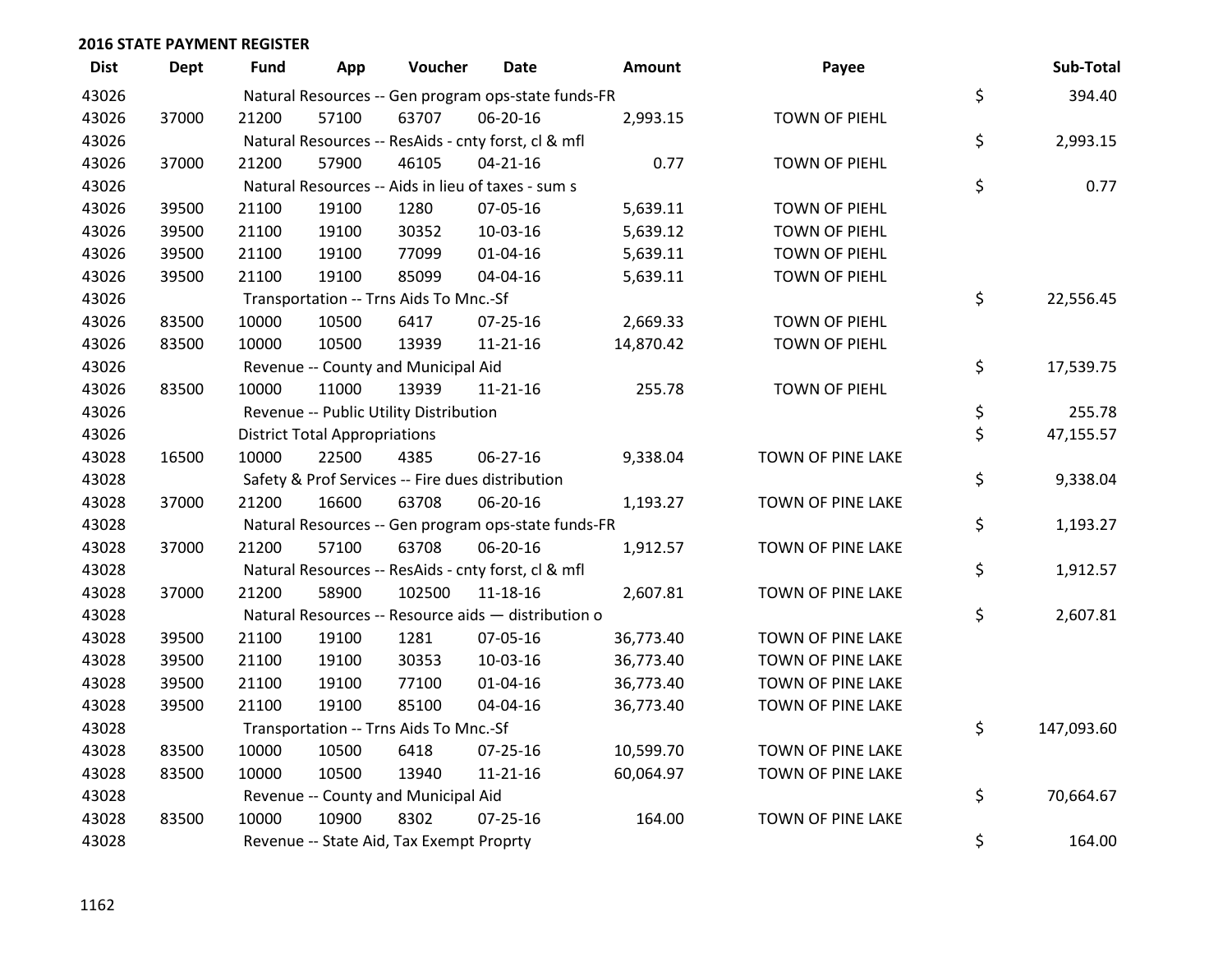**2016 STATE PAYMENT REGISTER**

| Dist | Dept | Fund | App | Voucher | Date | Amount | Payee | | Sub-Total |
|---|---|---|---|---|---|---|---|---|---|
| 43026 | | Natural Resources -- Gen program ops-state funds-FR | | | | | | $ | 394.40 |
| 43026 | 37000 | 21200 | 57100 | 63707 | 06-20-16 | 2,993.15 | TOWN OF PIEHL | | |
| 43026 | | Natural Resources -- ResAids - cnty forst, cl & mfl | | | | | | $ | 2,993.15 |
| 43026 | 37000 | 21200 | 57900 | 46105 | 04-21-16 | 0.77 | TOWN OF PIEHL | | |
| 43026 | | Natural Resources -- Aids in lieu of taxes - sum s | | | | | | $ | 0.77 |
| 43026 | 39500 | 21100 | 19100 | 1280 | 07-05-16 | 5,639.11 | TOWN OF PIEHL | | |
| 43026 | 39500 | 21100 | 19100 | 30352 | 10-03-16 | 5,639.12 | TOWN OF PIEHL | | |
| 43026 | 39500 | 21100 | 19100 | 77099 | 01-04-16 | 5,639.11 | TOWN OF PIEHL | | |
| 43026 | 39500 | 21100 | 19100 | 85099 | 04-04-16 | 5,639.11 | TOWN OF PIEHL | | |
| 43026 | | Transportation -- Trns Aids To Mnc.-Sf | | | | | | $ | 22,556.45 |
| 43026 | 83500 | 10000 | 10500 | 6417 | 07-25-16 | 2,669.33 | TOWN OF PIEHL | | |
| 43026 | 83500 | 10000 | 10500 | 13939 | 11-21-16 | 14,870.42 | TOWN OF PIEHL | | |
| 43026 | | Revenue -- County and Municipal Aid | | | | | | $ | 17,539.75 |
| 43026 | 83500 | 10000 | 11000 | 13939 | 11-21-16 | 255.78 | TOWN OF PIEHL | | |
| 43026 | | Revenue -- Public Utility Distribution | | | | | | $ | 255.78 |
| 43026 | | District Total Appropriations | | | | | | $ | 47,155.57 |
| 43028 | 16500 | 10000 | 22500 | 4385 | 06-27-16 | 9,338.04 | TOWN OF PINE LAKE | | |
| 43028 | | Safety & Prof Services -- Fire dues distribution | | | | | | $ | 9,338.04 |
| 43028 | 37000 | 21200 | 16600 | 63708 | 06-20-16 | 1,193.27 | TOWN OF PINE LAKE | | |
| 43028 | | Natural Resources -- Gen program ops-state funds-FR | | | | | | $ | 1,193.27 |
| 43028 | 37000 | 21200 | 57100 | 63708 | 06-20-16 | 1,912.57 | TOWN OF PINE LAKE | | |
| 43028 | | Natural Resources -- ResAids - cnty forst, cl & mfl | | | | | | $ | 1,912.57 |
| 43028 | 37000 | 21200 | 58900 | 102500 | 11-18-16 | 2,607.81 | TOWN OF PINE LAKE | | |
| 43028 | | Natural Resources -- Resource aids — distribution o | | | | | | $ | 2,607.81 |
| 43028 | 39500 | 21100 | 19100 | 1281 | 07-05-16 | 36,773.40 | TOWN OF PINE LAKE | | |
| 43028 | 39500 | 21100 | 19100 | 30353 | 10-03-16 | 36,773.40 | TOWN OF PINE LAKE | | |
| 43028 | 39500 | 21100 | 19100 | 77100 | 01-04-16 | 36,773.40 | TOWN OF PINE LAKE | | |
| 43028 | 39500 | 21100 | 19100 | 85100 | 04-04-16 | 36,773.40 | TOWN OF PINE LAKE | | |
| 43028 | | Transportation -- Trns Aids To Mnc.-Sf | | | | | | $ | 147,093.60 |
| 43028 | 83500 | 10000 | 10500 | 6418 | 07-25-16 | 10,599.70 | TOWN OF PINE LAKE | | |
| 43028 | 83500 | 10000 | 10500 | 13940 | 11-21-16 | 60,064.97 | TOWN OF PINE LAKE | | |
| 43028 | | Revenue -- County and Municipal Aid | | | | | | $ | 70,664.67 |
| 43028 | 83500 | 10000 | 10900 | 8302 | 07-25-16 | 164.00 | TOWN OF PINE LAKE | | |
| 43028 | | Revenue -- State Aid, Tax Exempt Proprty | | | | | | $ | 164.00 |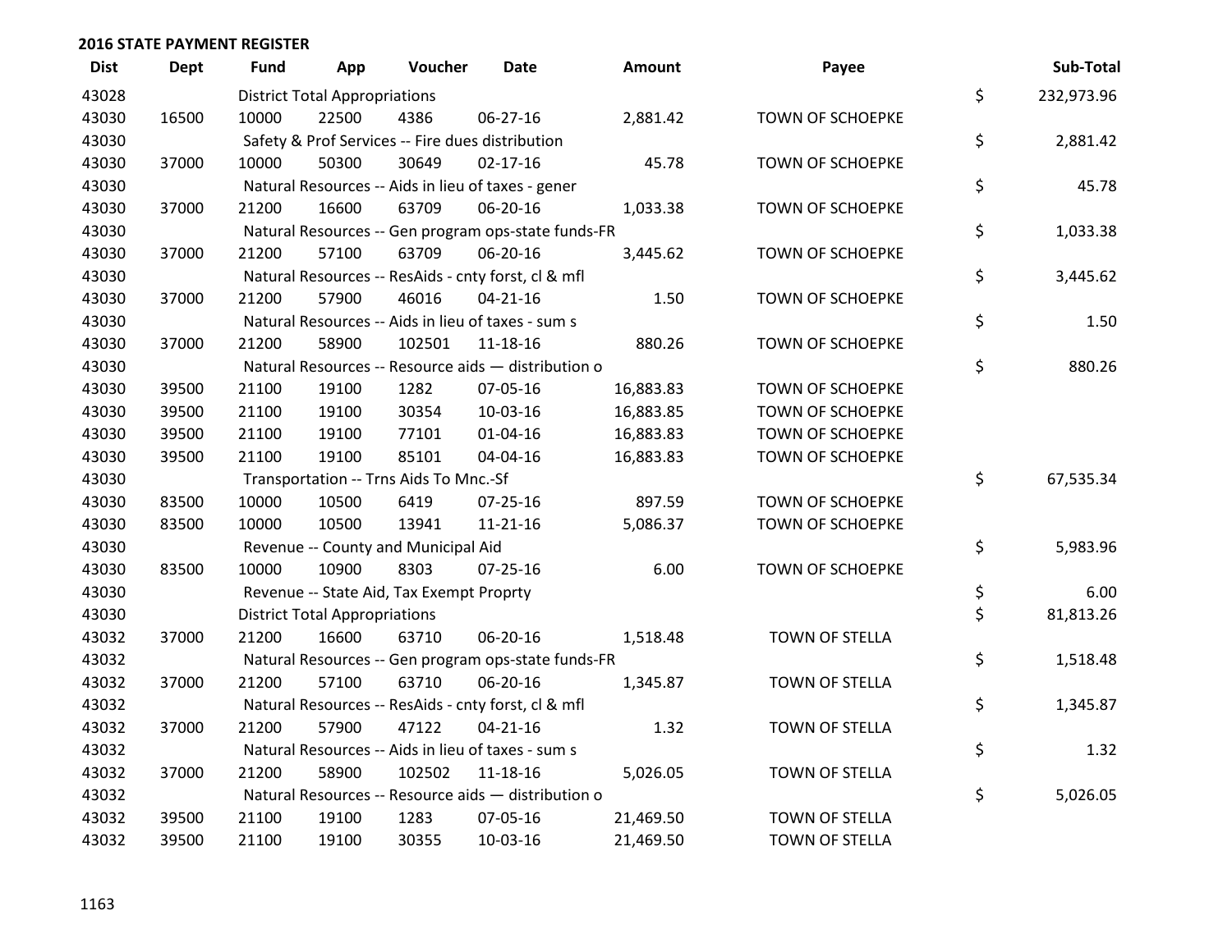## 2016 STATE PAYMENT REGISTER

| Dist | Dept | Fund | App | Voucher | Date | Amount | Payee | Sub-Total |
|---|---|---|---|---|---|---|---|---|
| 43028 | | District Total Appropriations | | | | | | $ 232,973.96 |
| 43030 | 16500 | 10000 | 22500 | 4386 | 06-27-16 | 2,881.42 | TOWN OF SCHOEPKE | |
| 43030 | | Safety & Prof Services -- Fire dues distribution | | | | | | $ 2,881.42 |
| 43030 | 37000 | 10000 | 50300 | 30649 | 02-17-16 | 45.78 | TOWN OF SCHOEPKE | |
| 43030 | | Natural Resources -- Aids in lieu of taxes - gener | | | | | | $ 45.78 |
| 43030 | 37000 | 21200 | 16600 | 63709 | 06-20-16 | 1,033.38 | TOWN OF SCHOEPKE | |
| 43030 | | Natural Resources -- Gen program ops-state funds-FR | | | | | | $ 1,033.38 |
| 43030 | 37000 | 21200 | 57100 | 63709 | 06-20-16 | 3,445.62 | TOWN OF SCHOEPKE | |
| 43030 | | Natural Resources -- ResAids - cnty forst, cl & mfl | | | | | | $ 3,445.62 |
| 43030 | 37000 | 21200 | 57900 | 46016 | 04-21-16 | 1.50 | TOWN OF SCHOEPKE | |
| 43030 | | Natural Resources -- Aids in lieu of taxes - sum s | | | | | | $ 1.50 |
| 43030 | 37000 | 21200 | 58900 | 102501 | 11-18-16 | 880.26 | TOWN OF SCHOEPKE | |
| 43030 | | Natural Resources -- Resource aids — distribution o | | | | | | $ 880.26 |
| 43030 | 39500 | 21100 | 19100 | 1282 | 07-05-16 | 16,883.83 | TOWN OF SCHOEPKE | |
| 43030 | 39500 | 21100 | 19100 | 30354 | 10-03-16 | 16,883.85 | TOWN OF SCHOEPKE | |
| 43030 | 39500 | 21100 | 19100 | 77101 | 01-04-16 | 16,883.83 | TOWN OF SCHOEPKE | |
| 43030 | 39500 | 21100 | 19100 | 85101 | 04-04-16 | 16,883.83 | TOWN OF SCHOEPKE | |
| 43030 | | Transportation -- Trns Aids To Mnc.-Sf | | | | | | $ 67,535.34 |
| 43030 | 83500 | 10000 | 10500 | 6419 | 07-25-16 | 897.59 | TOWN OF SCHOEPKE | |
| 43030 | 83500 | 10000 | 10500 | 13941 | 11-21-16 | 5,086.37 | TOWN OF SCHOEPKE | |
| 43030 | | Revenue -- County and Municipal Aid | | | | | | $ 5,983.96 |
| 43030 | 83500 | 10000 | 10900 | 8303 | 07-25-16 | 6.00 | TOWN OF SCHOEPKE | |
| 43030 | | Revenue -- State Aid, Tax Exempt Proprty | | | | | | $ 6.00 |
| 43030 | | District Total Appropriations | | | | | | $ 81,813.26 |
| 43032 | 37000 | 21200 | 16600 | 63710 | 06-20-16 | 1,518.48 | TOWN OF STELLA | |
| 43032 | | Natural Resources -- Gen program ops-state funds-FR | | | | | | $ 1,518.48 |
| 43032 | 37000 | 21200 | 57100 | 63710 | 06-20-16 | 1,345.87 | TOWN OF STELLA | |
| 43032 | | Natural Resources -- ResAids - cnty forst, cl & mfl | | | | | | $ 1,345.87 |
| 43032 | 37000 | 21200 | 57900 | 47122 | 04-21-16 | 1.32 | TOWN OF STELLA | |
| 43032 | | Natural Resources -- Aids in lieu of taxes - sum s | | | | | | $ 1.32 |
| 43032 | 37000 | 21200 | 58900 | 102502 | 11-18-16 | 5,026.05 | TOWN OF STELLA | |
| 43032 | | Natural Resources -- Resource aids — distribution o | | | | | | $ 5,026.05 |
| 43032 | 39500 | 21100 | 19100 | 1283 | 07-05-16 | 21,469.50 | TOWN OF STELLA | |
| 43032 | 39500 | 21100 | 19100 | 30355 | 10-03-16 | 21,469.50 | TOWN OF STELLA | |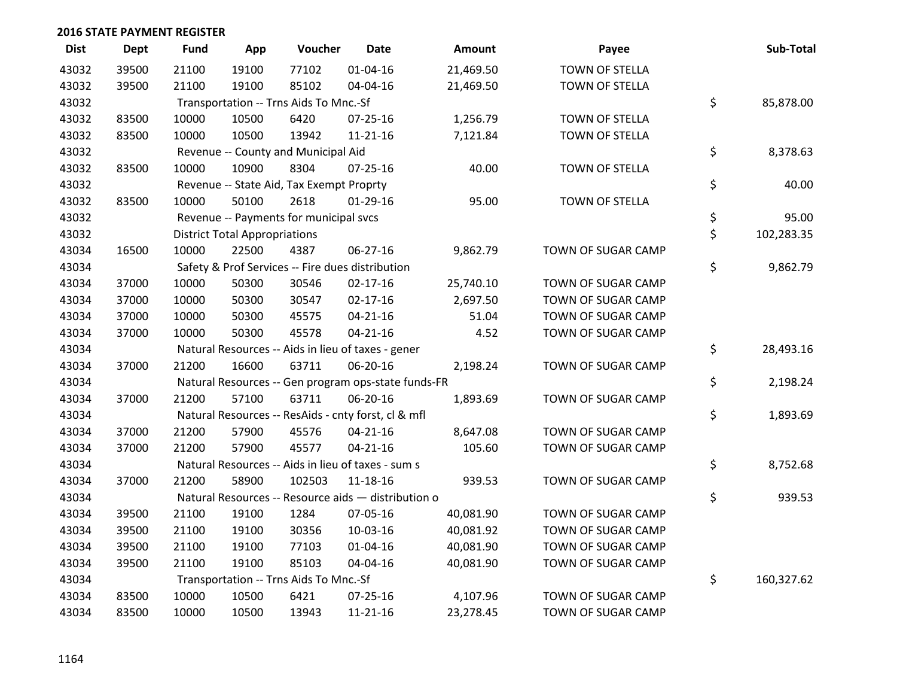## 2016 STATE PAYMENT REGISTER

| Dist | Dept | Fund | App | Voucher | Date | Amount | Payee | Sub-Total |
|---|---|---|---|---|---|---|---|---|
| 43032 | 39500 | 21100 | 19100 | 77102 | 01-04-16 | 21,469.50 | TOWN OF STELLA | |
| 43032 | 39500 | 21100 | 19100 | 85102 | 04-04-16 | 21,469.50 | TOWN OF STELLA | |
| 43032 | | Transportation -- Trns Aids To Mnc.-Sf | | | | | | $ 85,878.00 |
| 43032 | 83500 | 10000 | 10500 | 6420 | 07-25-16 | 1,256.79 | TOWN OF STELLA | |
| 43032 | 83500 | 10000 | 10500 | 13942 | 11-21-16 | 7,121.84 | TOWN OF STELLA | |
| 43032 | | Revenue -- County and Municipal Aid | | | | | | $ 8,378.63 |
| 43032 | 83500 | 10000 | 10900 | 8304 | 07-25-16 | 40.00 | TOWN OF STELLA | |
| 43032 | | Revenue -- State Aid, Tax Exempt Proprty | | | | | | $ 40.00 |
| 43032 | 83500 | 10000 | 50100 | 2618 | 01-29-16 | 95.00 | TOWN OF STELLA | |
| 43032 | | Revenue -- Payments for municipal svcs | | | | | | $ 95.00 |
| 43032 | | District Total Appropriations | | | | | | $ 102,283.35 |
| 43034 | 16500 | 10000 | 22500 | 4387 | 06-27-16 | 9,862.79 | TOWN OF SUGAR CAMP | |
| 43034 | | Safety & Prof Services -- Fire dues distribution | | | | | | $ 9,862.79 |
| 43034 | 37000 | 10000 | 50300 | 30546 | 02-17-16 | 25,740.10 | TOWN OF SUGAR CAMP | |
| 43034 | 37000 | 10000 | 50300 | 30547 | 02-17-16 | 2,697.50 | TOWN OF SUGAR CAMP | |
| 43034 | 37000 | 10000 | 50300 | 45575 | 04-21-16 | 51.04 | TOWN OF SUGAR CAMP | |
| 43034 | 37000 | 10000 | 50300 | 45578 | 04-21-16 | 4.52 | TOWN OF SUGAR CAMP | |
| 43034 | | Natural Resources -- Aids in lieu of taxes - gener | | | | | | $ 28,493.16 |
| 43034 | 37000 | 21200 | 16600 | 63711 | 06-20-16 | 2,198.24 | TOWN OF SUGAR CAMP | |
| 43034 | | Natural Resources -- Gen program ops-state funds-FR | | | | | | $ 2,198.24 |
| 43034 | 37000 | 21200 | 57100 | 63711 | 06-20-16 | 1,893.69 | TOWN OF SUGAR CAMP | |
| 43034 | | Natural Resources -- ResAids - cnty forst, cl & mfl | | | | | | $ 1,893.69 |
| 43034 | 37000 | 21200 | 57900 | 45576 | 04-21-16 | 8,647.08 | TOWN OF SUGAR CAMP | |
| 43034 | 37000 | 21200 | 57900 | 45577 | 04-21-16 | 105.60 | TOWN OF SUGAR CAMP | |
| 43034 | | Natural Resources -- Aids in lieu of taxes - sum s | | | | | | $ 8,752.68 |
| 43034 | 37000 | 21200 | 58900 | 102503 | 11-18-16 | 939.53 | TOWN OF SUGAR CAMP | |
| 43034 | | Natural Resources -- Resource aids — distribution o | | | | | | $ 939.53 |
| 43034 | 39500 | 21100 | 19100 | 1284 | 07-05-16 | 40,081.90 | TOWN OF SUGAR CAMP | |
| 43034 | 39500 | 21100 | 19100 | 30356 | 10-03-16 | 40,081.92 | TOWN OF SUGAR CAMP | |
| 43034 | 39500 | 21100 | 19100 | 77103 | 01-04-16 | 40,081.90 | TOWN OF SUGAR CAMP | |
| 43034 | 39500 | 21100 | 19100 | 85103 | 04-04-16 | 40,081.90 | TOWN OF SUGAR CAMP | |
| 43034 | | Transportation -- Trns Aids To Mnc.-Sf | | | | | | $ 160,327.62 |
| 43034 | 83500 | 10000 | 10500 | 6421 | 07-25-16 | 4,107.96 | TOWN OF SUGAR CAMP | |
| 43034 | 83500 | 10000 | 10500 | 13943 | 11-21-16 | 23,278.45 | TOWN OF SUGAR CAMP | |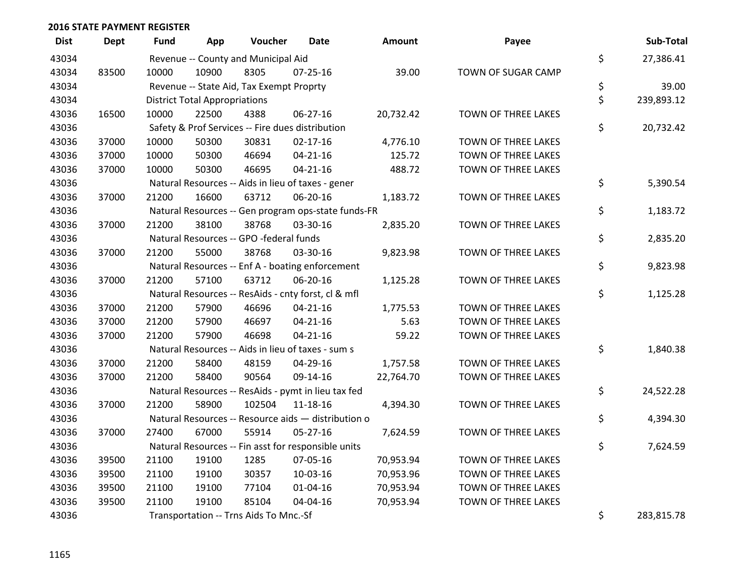## 2016 STATE PAYMENT REGISTER

| Dist | Dept | Fund | App | Voucher | Date | Amount | Payee | | Sub-Total |
|---|---|---|---|---|---|---|---|---|---|
| 43034 | | Revenue -- County and Municipal Aid | | | | | | $ | 27,386.41 |
| 43034 | 83500 | 10000 | 10900 | 8305 | 07-25-16 | 39.00 | TOWN OF SUGAR CAMP | | |
| 43034 | | Revenue -- State Aid, Tax Exempt Proprty | | | | | | $ | 39.00 |
| 43034 | | District Total Appropriations | | | | | | $ | 239,893.12 |
| 43036 | 16500 | 10000 | 22500 | 4388 | 06-27-16 | 20,732.42 | TOWN OF THREE LAKES | | |
| 43036 | | Safety & Prof Services -- Fire dues distribution | | | | | | $ | 20,732.42 |
| 43036 | 37000 | 10000 | 50300 | 30831 | 02-17-16 | 4,776.10 | TOWN OF THREE LAKES | | |
| 43036 | 37000 | 10000 | 50300 | 46694 | 04-21-16 | 125.72 | TOWN OF THREE LAKES | | |
| 43036 | 37000 | 10000 | 50300 | 46695 | 04-21-16 | 488.72 | TOWN OF THREE LAKES | | |
| 43036 | | Natural Resources -- Aids in lieu of taxes - gener | | | | | | $ | 5,390.54 |
| 43036 | 37000 | 21200 | 16600 | 63712 | 06-20-16 | 1,183.72 | TOWN OF THREE LAKES | | |
| 43036 | | Natural Resources -- Gen program ops-state funds-FR | | | | | | $ | 1,183.72 |
| 43036 | 37000 | 21200 | 38100 | 38768 | 03-30-16 | 2,835.20 | TOWN OF THREE LAKES | | |
| 43036 | | Natural Resources -- GPO -federal funds | | | | | | $ | 2,835.20 |
| 43036 | 37000 | 21200 | 55000 | 38768 | 03-30-16 | 9,823.98 | TOWN OF THREE LAKES | | |
| 43036 | | Natural Resources -- Enf A - boating enforcement | | | | | | $ | 9,823.98 |
| 43036 | 37000 | 21200 | 57100 | 63712 | 06-20-16 | 1,125.28 | TOWN OF THREE LAKES | | |
| 43036 | | Natural Resources -- ResAids - cnty forst, cl & mfl | | | | | | $ | 1,125.28 |
| 43036 | 37000 | 21200 | 57900 | 46696 | 04-21-16 | 1,775.53 | TOWN OF THREE LAKES | | |
| 43036 | 37000 | 21200 | 57900 | 46697 | 04-21-16 | 5.63 | TOWN OF THREE LAKES | | |
| 43036 | 37000 | 21200 | 57900 | 46698 | 04-21-16 | 59.22 | TOWN OF THREE LAKES | | |
| 43036 | | Natural Resources -- Aids in lieu of taxes - sum s | | | | | | $ | 1,840.38 |
| 43036 | 37000 | 21200 | 58400 | 48159 | 04-29-16 | 1,757.58 | TOWN OF THREE LAKES | | |
| 43036 | 37000 | 21200 | 58400 | 90564 | 09-14-16 | 22,764.70 | TOWN OF THREE LAKES | | |
| 43036 | | Natural Resources -- ResAids - pymt in lieu tax fed | | | | | | $ | 24,522.28 |
| 43036 | 37000 | 21200 | 58900 | 102504 | 11-18-16 | 4,394.30 | TOWN OF THREE LAKES | | |
| 43036 | | Natural Resources -- Resource aids — distribution o | | | | | | $ | 4,394.30 |
| 43036 | 37000 | 27400 | 67000 | 55914 | 05-27-16 | 7,624.59 | TOWN OF THREE LAKES | | |
| 43036 | | Natural Resources -- Fin asst for responsible units | | | | | | $ | 7,624.59 |
| 43036 | 39500 | 21100 | 19100 | 1285 | 07-05-16 | 70,953.94 | TOWN OF THREE LAKES | | |
| 43036 | 39500 | 21100 | 19100 | 30357 | 10-03-16 | 70,953.96 | TOWN OF THREE LAKES | | |
| 43036 | 39500 | 21100 | 19100 | 77104 | 01-04-16 | 70,953.94 | TOWN OF THREE LAKES | | |
| 43036 | 39500 | 21100 | 19100 | 85104 | 04-04-16 | 70,953.94 | TOWN OF THREE LAKES | | |
| 43036 | | Transportation -- Trns Aids To Mnc.-Sf | | | | | | $ | 283,815.78 |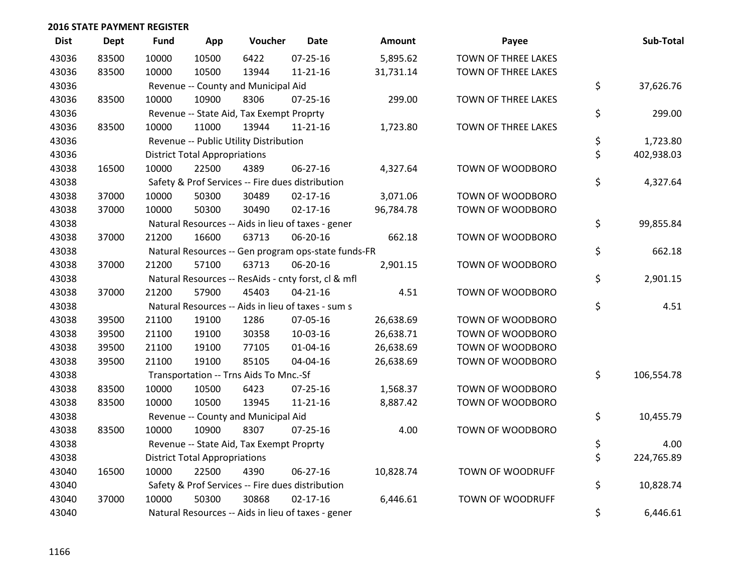## 2016 STATE PAYMENT REGISTER

| Dist | Dept | Fund | App | Voucher | Date | Amount | Payee | Sub-Total |
|---|---|---|---|---|---|---|---|---|
| 43036 | 83500 | 10000 | 10500 | 6422 | 07-25-16 | 5,895.62 | TOWN OF THREE LAKES | |
| 43036 | 83500 | 10000 | 10500 | 13944 | 11-21-16 | 31,731.14 | TOWN OF THREE LAKES | |
| 43036 | | Revenue -- County and Municipal Aid | | | | | | $ 37,626.76 |
| 43036 | 83500 | 10000 | 10900 | 8306 | 07-25-16 | 299.00 | TOWN OF THREE LAKES | |
| 43036 | | Revenue -- State Aid, Tax Exempt Proprty | | | | | | $ 299.00 |
| 43036 | 83500 | 10000 | 11000 | 13944 | 11-21-16 | 1,723.80 | TOWN OF THREE LAKES | |
| 43036 | | Revenue -- Public Utility Distribution | | | | | | $ 1,723.80 |
| 43036 | | District Total Appropriations | | | | | | $ 402,938.03 |
| 43038 | 16500 | 10000 | 22500 | 4389 | 06-27-16 | 4,327.64 | TOWN OF WOODBORO | |
| 43038 | | Safety & Prof Services -- Fire dues distribution | | | | | | $ 4,327.64 |
| 43038 | 37000 | 10000 | 50300 | 30489 | 02-17-16 | 3,071.06 | TOWN OF WOODBORO | |
| 43038 | 37000 | 10000 | 50300 | 30490 | 02-17-16 | 96,784.78 | TOWN OF WOODBORO | |
| 43038 | | Natural Resources -- Aids in lieu of taxes - gener | | | | | | $ 99,855.84 |
| 43038 | 37000 | 21200 | 16600 | 63713 | 06-20-16 | 662.18 | TOWN OF WOODBORO | |
| 43038 | | Natural Resources -- Gen program ops-state funds-FR | | | | | | $ 662.18 |
| 43038 | 37000 | 21200 | 57100 | 63713 | 06-20-16 | 2,901.15 | TOWN OF WOODBORO | |
| 43038 | | Natural Resources -- ResAids - cnty forst, cl & mfl | | | | | | $ 2,901.15 |
| 43038 | 37000 | 21200 | 57900 | 45403 | 04-21-16 | 4.51 | TOWN OF WOODBORO | |
| 43038 | | Natural Resources -- Aids in lieu of taxes - sum s | | | | | | $ 4.51 |
| 43038 | 39500 | 21100 | 19100 | 1286 | 07-05-16 | 26,638.69 | TOWN OF WOODBORO | |
| 43038 | 39500 | 21100 | 19100 | 30358 | 10-03-16 | 26,638.71 | TOWN OF WOODBORO | |
| 43038 | 39500 | 21100 | 19100 | 77105 | 01-04-16 | 26,638.69 | TOWN OF WOODBORO | |
| 43038 | 39500 | 21100 | 19100 | 85105 | 04-04-16 | 26,638.69 | TOWN OF WOODBORO | |
| 43038 | | Transportation -- Trns Aids To Mnc.-Sf | | | | | | $ 106,554.78 |
| 43038 | 83500 | 10000 | 10500 | 6423 | 07-25-16 | 1,568.37 | TOWN OF WOODBORO | |
| 43038 | 83500 | 10000 | 10500 | 13945 | 11-21-16 | 8,887.42 | TOWN OF WOODBORO | |
| 43038 | | Revenue -- County and Municipal Aid | | | | | | $ 10,455.79 |
| 43038 | 83500 | 10000 | 10900 | 8307 | 07-25-16 | 4.00 | TOWN OF WOODBORO | |
| 43038 | | Revenue -- State Aid, Tax Exempt Proprty | | | | | | $ 4.00 |
| 43038 | | District Total Appropriations | | | | | | $ 224,765.89 |
| 43040 | 16500 | 10000 | 22500 | 4390 | 06-27-16 | 10,828.74 | TOWN OF WOODRUFF | |
| 43040 | | Safety & Prof Services -- Fire dues distribution | | | | | | $ 10,828.74 |
| 43040 | 37000 | 10000 | 50300 | 30868 | 02-17-16 | 6,446.61 | TOWN OF WOODRUFF | |
| 43040 | | Natural Resources -- Aids in lieu of taxes - gener | | | | | | $ 6,446.61 |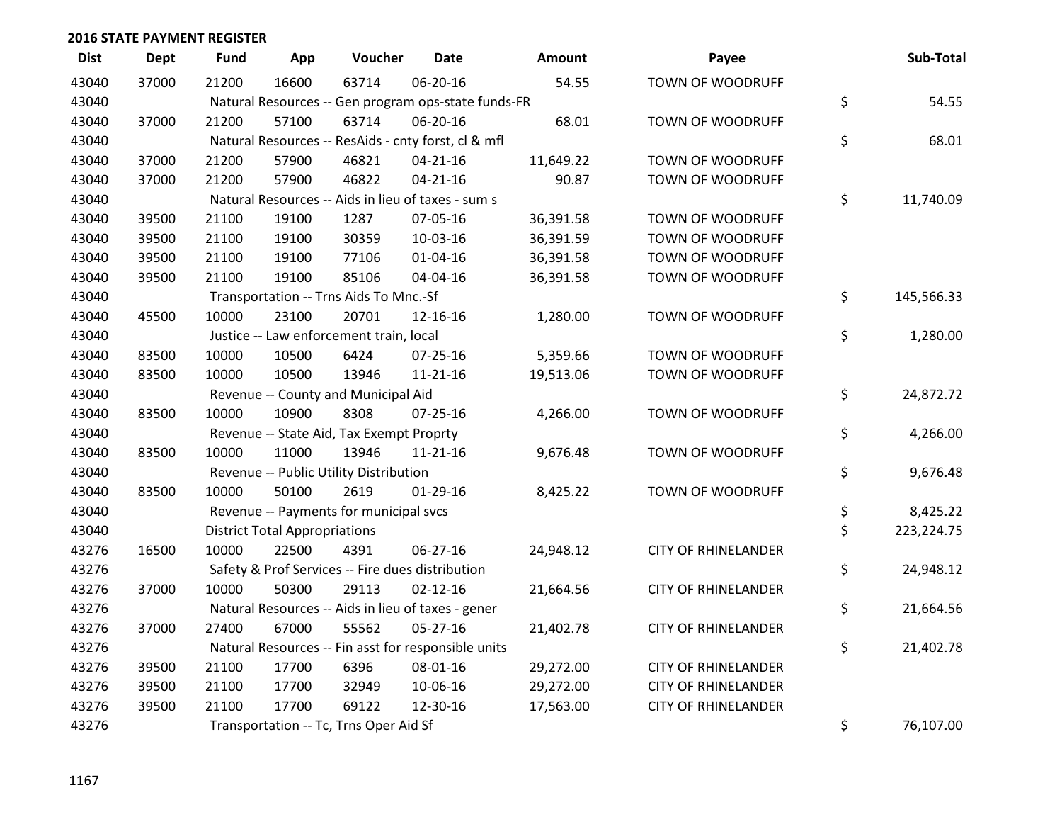**2016 STATE PAYMENT REGISTER**

| Dist | Dept | Fund | App | Voucher | Date | Amount | Payee | Sub-Total |
|---|---|---|---|---|---|---|---|---|
| 43040 | 37000 | 21200 | 16600 | 63714 | 06-20-16 | 54.55 | TOWN OF WOODRUFF | |
| 43040 | | Natural Resources -- Gen program ops-state funds-FR | | | | | | $ 54.55 |
| 43040 | 37000 | 21200 | 57100 | 63714 | 06-20-16 | 68.01 | TOWN OF WOODRUFF | |
| 43040 | | Natural Resources -- ResAids - cnty forst, cl & mfl | | | | | | $ 68.01 |
| 43040 | 37000 | 21200 | 57900 | 46821 | 04-21-16 | 11,649.22 | TOWN OF WOODRUFF | |
| 43040 | 37000 | 21200 | 57900 | 46822 | 04-21-16 | 90.87 | TOWN OF WOODRUFF | |
| 43040 | | Natural Resources -- Aids in lieu of taxes - sum s | | | | | | $ 11,740.09 |
| 43040 | 39500 | 21100 | 19100 | 1287 | 07-05-16 | 36,391.58 | TOWN OF WOODRUFF | |
| 43040 | 39500 | 21100 | 19100 | 30359 | 10-03-16 | 36,391.59 | TOWN OF WOODRUFF | |
| 43040 | 39500 | 21100 | 19100 | 77106 | 01-04-16 | 36,391.58 | TOWN OF WOODRUFF | |
| 43040 | 39500 | 21100 | 19100 | 85106 | 04-04-16 | 36,391.58 | TOWN OF WOODRUFF | |
| 43040 | | Transportation -- Trns Aids To Mnc.-Sf | | | | | | $ 145,566.33 |
| 43040 | 45500 | 10000 | 23100 | 20701 | 12-16-16 | 1,280.00 | TOWN OF WOODRUFF | |
| 43040 | | Justice -- Law enforcement train, local | | | | | | $ 1,280.00 |
| 43040 | 83500 | 10000 | 10500 | 6424 | 07-25-16 | 5,359.66 | TOWN OF WOODRUFF | |
| 43040 | 83500 | 10000 | 10500 | 13946 | 11-21-16 | 19,513.06 | TOWN OF WOODRUFF | |
| 43040 | | Revenue -- County and Municipal Aid | | | | | | $ 24,872.72 |
| 43040 | 83500 | 10000 | 10900 | 8308 | 07-25-16 | 4,266.00 | TOWN OF WOODRUFF | |
| 43040 | | Revenue -- State Aid, Tax Exempt Proprty | | | | | | $ 4,266.00 |
| 43040 | 83500 | 10000 | 11000 | 13946 | 11-21-16 | 9,676.48 | TOWN OF WOODRUFF | |
| 43040 | | Revenue -- Public Utility Distribution | | | | | | $ 9,676.48 |
| 43040 | 83500 | 10000 | 50100 | 2619 | 01-29-16 | 8,425.22 | TOWN OF WOODRUFF | |
| 43040 | | Revenue -- Payments for municipal svcs | | | | | | $ 8,425.22 |
| 43040 | | District Total Appropriations | | | | | | $ 223,224.75 |
| 43276 | 16500 | 10000 | 22500 | 4391 | 06-27-16 | 24,948.12 | CITY OF RHINELANDER | |
| 43276 | | Safety & Prof Services -- Fire dues distribution | | | | | | $ 24,948.12 |
| 43276 | 37000 | 10000 | 50300 | 29113 | 02-12-16 | 21,664.56 | CITY OF RHINELANDER | |
| 43276 | | Natural Resources -- Aids in lieu of taxes - gener | | | | | | $ 21,664.56 |
| 43276 | 37000 | 27400 | 67000 | 55562 | 05-27-16 | 21,402.78 | CITY OF RHINELANDER | |
| 43276 | | Natural Resources -- Fin asst for responsible units | | | | | | $ 21,402.78 |
| 43276 | 39500 | 21100 | 17700 | 6396 | 08-01-16 | 29,272.00 | CITY OF RHINELANDER | |
| 43276 | 39500 | 21100 | 17700 | 32949 | 10-06-16 | 29,272.00 | CITY OF RHINELANDER | |
| 43276 | 39500 | 21100 | 17700 | 69122 | 12-30-16 | 17,563.00 | CITY OF RHINELANDER | |
| 43276 | | Transportation -- Tc, Trns Oper Aid Sf | | | | | | $ 76,107.00 |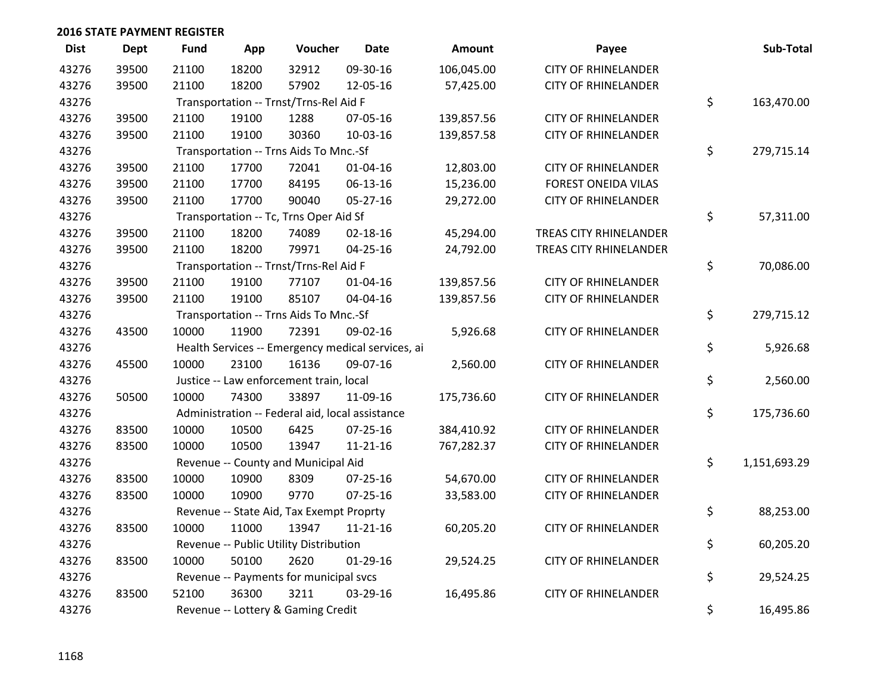## 2016 STATE PAYMENT REGISTER

| Dist | Dept | Fund | App | Voucher | Date | Amount | Payee | Sub-Total |
|---|---|---|---|---|---|---|---|---|
| 43276 | 39500 | 21100 | 18200 | 32912 | 09-30-16 | 106,045.00 | CITY OF RHINELANDER | |
| 43276 | 39500 | 21100 | 18200 | 57902 | 12-05-16 | 57,425.00 | CITY OF RHINELANDER | |
| 43276 | | Transportation -- Trnst/Trns-Rel Aid F | | | | | | $ 163,470.00 |
| 43276 | 39500 | 21100 | 19100 | 1288 | 07-05-16 | 139,857.56 | CITY OF RHINELANDER | |
| 43276 | 39500 | 21100 | 19100 | 30360 | 10-03-16 | 139,857.58 | CITY OF RHINELANDER | |
| 43276 | | Transportation -- Trns Aids To Mnc.-Sf | | | | | | $ 279,715.14 |
| 43276 | 39500 | 21100 | 17700 | 72041 | 01-04-16 | 12,803.00 | CITY OF RHINELANDER | |
| 43276 | 39500 | 21100 | 17700 | 84195 | 06-13-16 | 15,236.00 | FOREST ONEIDA VILAS | |
| 43276 | 39500 | 21100 | 17700 | 90040 | 05-27-16 | 29,272.00 | CITY OF RHINELANDER | |
| 43276 | | Transportation -- Tc, Trns Oper Aid Sf | | | | | | $ 57,311.00 |
| 43276 | 39500 | 21100 | 18200 | 74089 | 02-18-16 | 45,294.00 | TREAS CITY RHINELANDER | |
| 43276 | 39500 | 21100 | 18200 | 79971 | 04-25-16 | 24,792.00 | TREAS CITY RHINELANDER | |
| 43276 | | Transportation -- Trnst/Trns-Rel Aid F | | | | | | $ 70,086.00 |
| 43276 | 39500 | 21100 | 19100 | 77107 | 01-04-16 | 139,857.56 | CITY OF RHINELANDER | |
| 43276 | 39500 | 21100 | 19100 | 85107 | 04-04-16 | 139,857.56 | CITY OF RHINELANDER | |
| 43276 | | Transportation -- Trns Aids To Mnc.-Sf | | | | | | $ 279,715.12 |
| 43276 | 43500 | 10000 | 11900 | 72391 | 09-02-16 | 5,926.68 | CITY OF RHINELANDER | |
| 43276 | | Health Services -- Emergency medical services, ai | | | | | | $ 5,926.68 |
| 43276 | 45500 | 10000 | 23100 | 16136 | 09-07-16 | 2,560.00 | CITY OF RHINELANDER | |
| 43276 | | Justice -- Law enforcement train, local | | | | | | $ 2,560.00 |
| 43276 | 50500 | 10000 | 74300 | 33897 | 11-09-16 | 175,736.60 | CITY OF RHINELANDER | |
| 43276 | | Administration -- Federal aid, local assistance | | | | | | $ 175,736.60 |
| 43276 | 83500 | 10000 | 10500 | 6425 | 07-25-16 | 384,410.92 | CITY OF RHINELANDER | |
| 43276 | 83500 | 10000 | 10500 | 13947 | 11-21-16 | 767,282.37 | CITY OF RHINELANDER | |
| 43276 | | Revenue -- County and Municipal Aid | | | | | | $ 1,151,693.29 |
| 43276 | 83500 | 10000 | 10900 | 8309 | 07-25-16 | 54,670.00 | CITY OF RHINELANDER | |
| 43276 | 83500 | 10000 | 10900 | 9770 | 07-25-16 | 33,583.00 | CITY OF RHINELANDER | |
| 43276 | | Revenue -- State Aid, Tax Exempt Proprty | | | | | | $ 88,253.00 |
| 43276 | 83500 | 10000 | 11000 | 13947 | 11-21-16 | 60,205.20 | CITY OF RHINELANDER | |
| 43276 | | Revenue -- Public Utility Distribution | | | | | | $ 60,205.20 |
| 43276 | 83500 | 10000 | 50100 | 2620 | 01-29-16 | 29,524.25 | CITY OF RHINELANDER | |
| 43276 | | Revenue -- Payments for municipal svcs | | | | | | $ 29,524.25 |
| 43276 | 83500 | 52100 | 36300 | 3211 | 03-29-16 | 16,495.86 | CITY OF RHINELANDER | |
| 43276 | | Revenue -- Lottery & Gaming Credit | | | | | | $ 16,495.86 |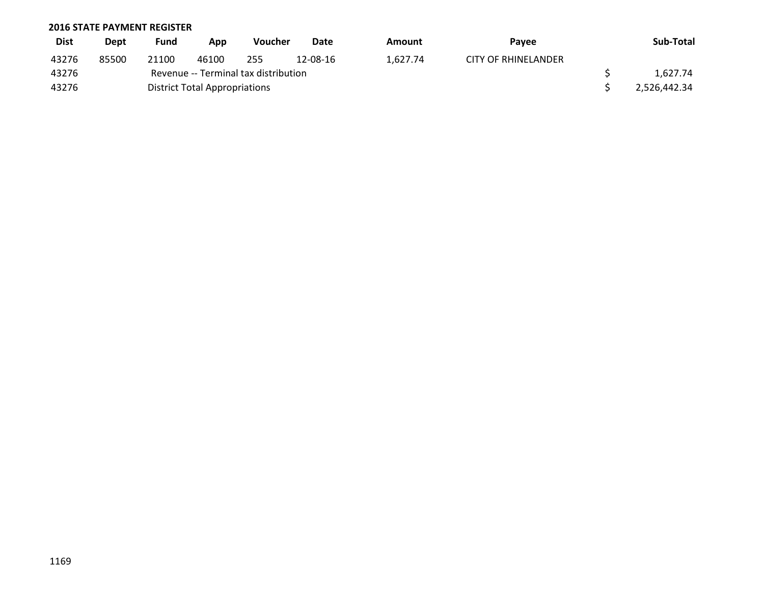## 2016 STATE PAYMENT REGISTER

| Dist | Dept | Fund | App | Voucher | Date | Amount | Payee | Sub-Total |
|---|---|---|---|---|---|---|---|---|
| 43276 | 85500 | 21100 | 46100 | 255 | 12-08-16 | 1,627.74 | CITY OF RHINELANDER | |
| 43276 | | Revenue -- Terminal tax distribution | | | | | | $ 1,627.74 |
| 43276 | | District Total Appropriations | | | | | | $ 2,526,442.34 |